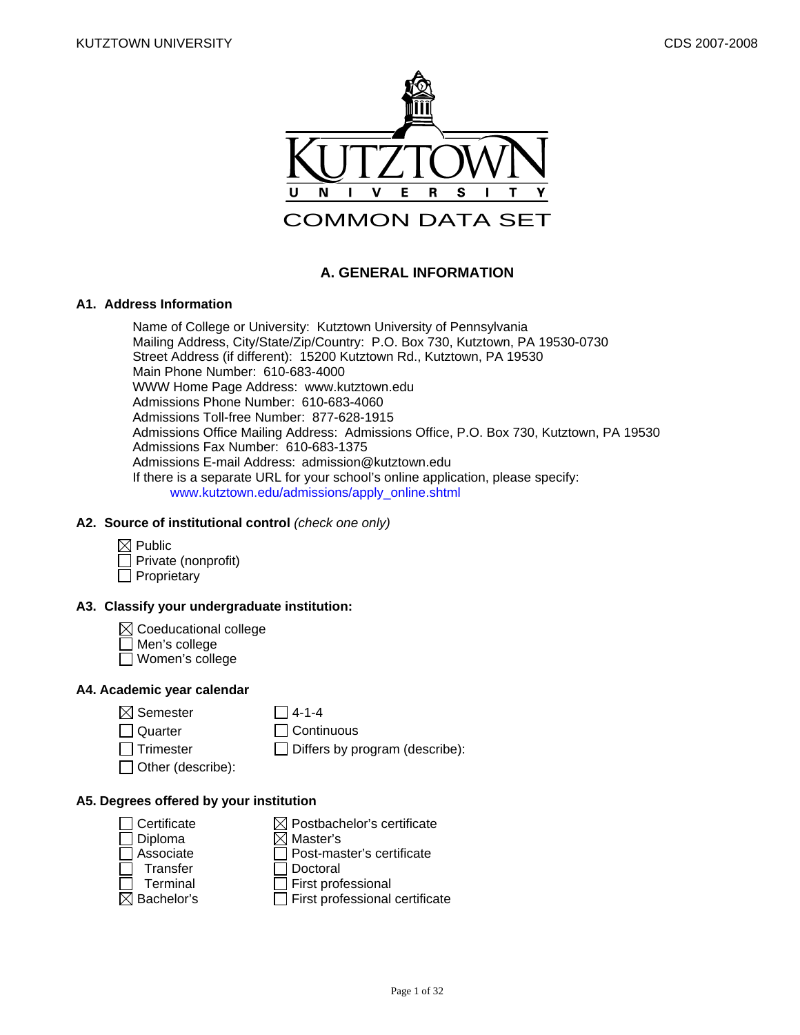# COMMON DATA SET

## A. GENERAL INFORMATION

### A1. Address Information

Name of College or University: Kutztown University of Pennsylvania
Mailing Address, City/State/Zip/Country: P.O. Box 730, Kutztown, PA 19530-0730
Street Address (if different): 15200 Kutztown Rd., Kutztown, PA 19530
Main Phone Number: 610-683-4000
WWW Home Page Address: www.kutztown.edu
Admissions Phone Number: 610-683-4060
Admissions Toll-free Number: 877-628-1915
Admissions Office Mailing Address: Admissions Office, P.O. Box 730, Kutztown, PA 19530
Admissions Fax Number: 610-683-1375
Admissions E-mail Address: admission@kutztown.edu
If there is a separate URL for your school's online application, please specify:
www.kutztown.edu/admissions/apply_online.shtml

### A2. Source of institutional control *(check one only)*

- ☒ Public
- ☐ Private (nonprofit)
- ☐ Proprietary

### A3. Classify your undergraduate institution:

- ☒ Coeducational college
- ☐ Men's college
- ☐ Women's college

### A4. Academic year calendar

- ☒ Semester
- ☐ Quarter
- ☐ Trimester
- ☐ Other (describe):
- ☐ 4-1-4
- ☐ Continuous
- ☐ Differs by program (describe):

### A5. Degrees offered by your institution

- ☐ Certificate
- ☐ Diploma
- ☐ Associate
  - ☐ Transfer
  - ☐ Terminal
- ☒ Bachelor's
- ☒ Postbachelor's certificate
- ☒ Master's
- ☐ Post-master's certificate
- ☐ Doctoral
- ☐ First professional
- ☐ First professional certificate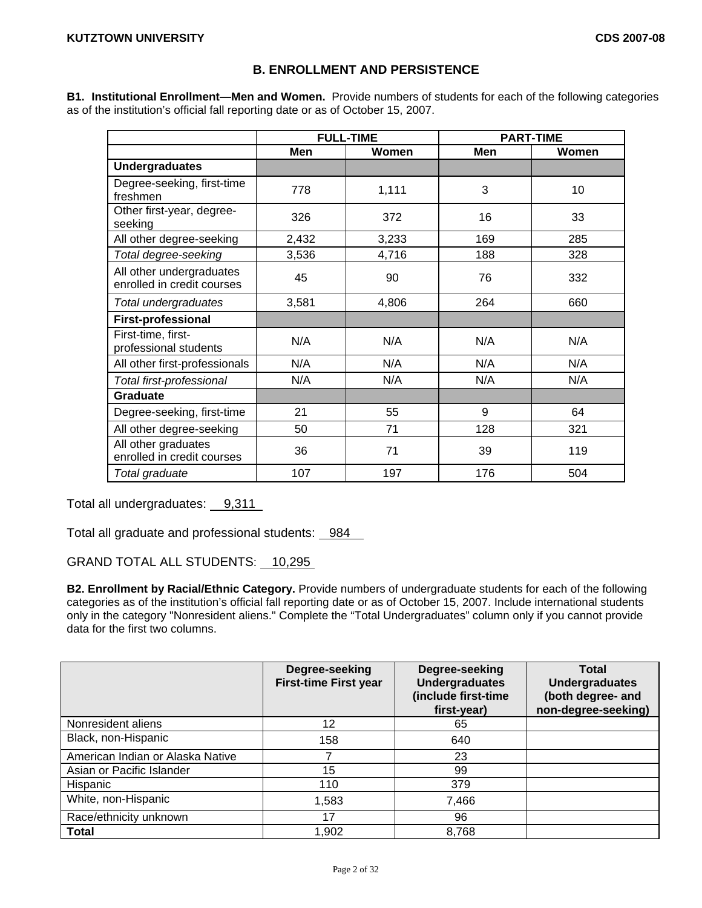## B. ENROLLMENT AND PERSISTENCE

**B1. Institutional Enrollment—Men and Women.** Provide numbers of students for each of the following categories as of the institution's official fall reporting date or as of October 15, 2007.

| | FULL-TIME | | PART-TIME | |
|---|---|---|---|---|
| | **Men** | **Women** | **Men** | **Women** |
| **Undergraduates** | | | | |
| Degree-seeking, first-time freshmen | 778 | 1,111 | 3 | 10 |
| Other first-year, degree-seeking | 326 | 372 | 16 | 33 |
| All other degree-seeking | 2,432 | 3,233 | 169 | 285 |
| *Total degree-seeking* | 3,536 | 4,716 | 188 | 328 |
| All other undergraduates enrolled in credit courses | 45 | 90 | 76 | 332 |
| *Total undergraduates* | 3,581 | 4,806 | 264 | 660 |
| **First-professional** | | | | |
| First-time, first-professional students | N/A | N/A | N/A | N/A |
| All other first-professionals | N/A | N/A | N/A | N/A |
| *Total first-professional* | N/A | N/A | N/A | N/A |
| **Graduate** | | | | |
| Degree-seeking, first-time | 21 | 55 | 9 | 64 |
| All other degree-seeking | 50 | 71 | 128 | 321 |
| All other graduates enrolled in credit courses | 36 | 71 | 39 | 119 |
| *Total graduate* | 107 | 197 | 176 | 504 |

Total all undergraduates: 9,311

Total all graduate and professional students: 984

GRAND TOTAL ALL STUDENTS: 10,295

**B2. Enrollment by Racial/Ethnic Category.** Provide numbers of undergraduate students for each of the following categories as of the institution's official fall reporting date or as of October 15, 2007. Include international students only in the category "Nonresident aliens." Complete the "Total Undergraduates" column only if you cannot provide data for the first two columns.

| | Degree-seeking First-time First year | Degree-seeking Undergraduates (include first-time first-year) | Total Undergraduates (both degree- and non-degree-seeking) |
|---|---|---|---|
| Nonresident aliens | 12 | 65 | |
| Black, non-Hispanic | 158 | 640 | |
| American Indian or Alaska Native | 7 | 23 | |
| Asian or Pacific Islander | 15 | 99 | |
| Hispanic | 110 | 379 | |
| White, non-Hispanic | 1,583 | 7,466 | |
| Race/ethnicity unknown | 17 | 96 | |
| **Total** | 1,902 | 8,768 | |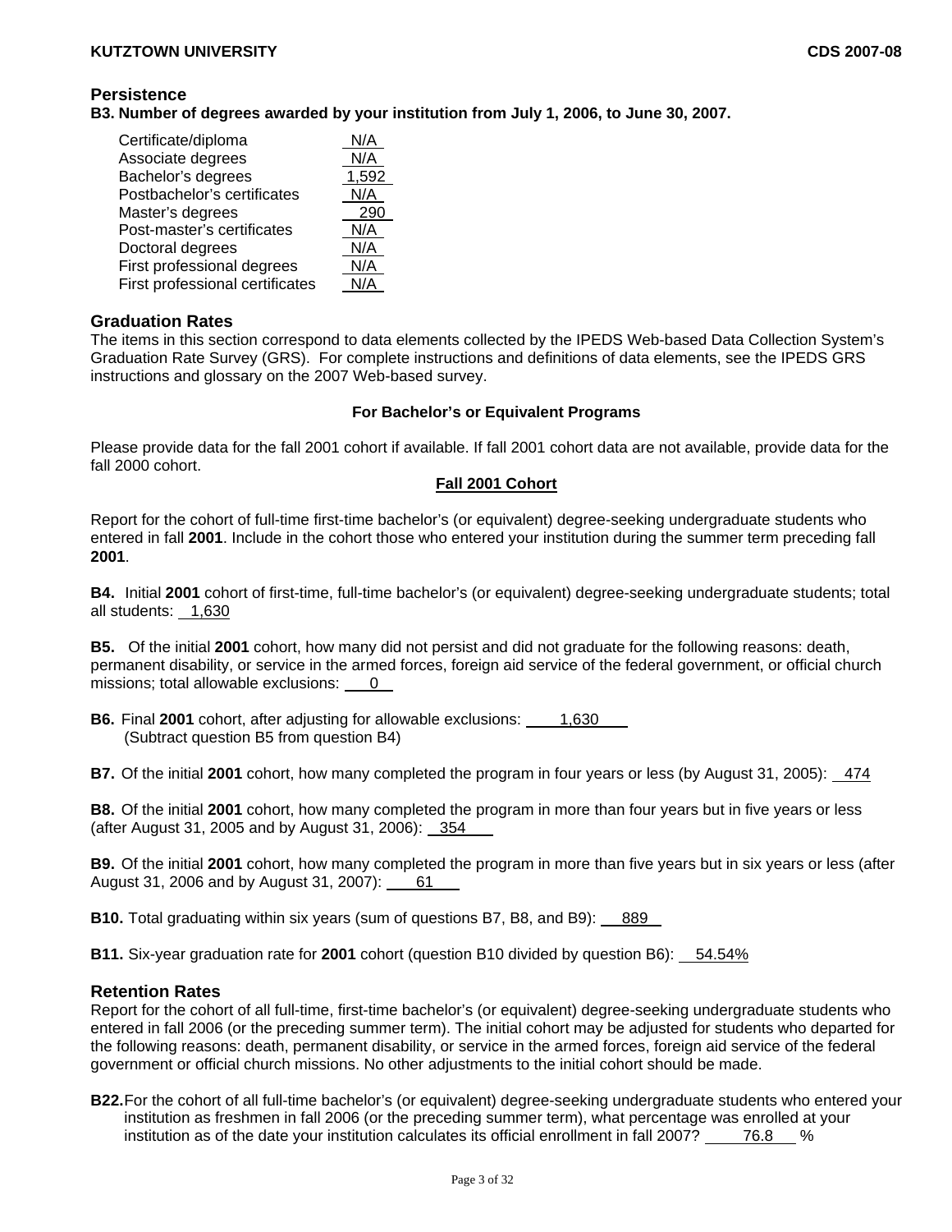## Persistence

**B3. Number of degrees awarded by your institution from July 1, 2006, to June 30, 2007.**

| | |
|---|---|
| Certificate/diploma | N/A |
| Associate degrees | N/A |
| Bachelor's degrees | 1,592 |
| Postbachelor's certificates | N/A |
| Master's degrees | 290 |
| Post-master's certificates | N/A |
| Doctoral degrees | N/A |
| First professional degrees | N/A |
| First professional certificates | N/A |

## Graduation Rates

The items in this section correspond to data elements collected by the IPEDS Web-based Data Collection System's Graduation Rate Survey (GRS). For complete instructions and definitions of data elements, see the IPEDS GRS instructions and glossary on the 2007 Web-based survey.

**For Bachelor's or Equivalent Programs**

Please provide data for the fall 2001 cohort if available. If fall 2001 cohort data are not available, provide data for the fall 2000 cohort.

**Fall 2001 Cohort**

Report for the cohort of full-time first-time bachelor's (or equivalent) degree-seeking undergraduate students who entered in fall **2001**. Include in the cohort those who entered your institution during the summer term preceding fall **2001**.

**B4.** Initial **2001** cohort of first-time, full-time bachelor's (or equivalent) degree-seeking undergraduate students; total all students: 1,630

**B5.** Of the initial **2001** cohort, how many did not persist and did not graduate for the following reasons: death, permanent disability, or service in the armed forces, foreign aid service of the federal government, or official church missions; total allowable exclusions: 0

**B6.** Final **2001** cohort, after adjusting for allowable exclusions: 1,630
(Subtract question B5 from question B4)

**B7.** Of the initial **2001** cohort, how many completed the program in four years or less (by August 31, 2005): 474

**B8.** Of the initial **2001** cohort, how many completed the program in more than four years but in five years or less (after August 31, 2005 and by August 31, 2006): 354

**B9.** Of the initial **2001** cohort, how many completed the program in more than five years but in six years or less (after August 31, 2006 and by August 31, 2007): 61

**B10.** Total graduating within six years (sum of questions B7, B8, and B9): 889

**B11.** Six-year graduation rate for **2001** cohort (question B10 divided by question B6): 54.54%

## Retention Rates

Report for the cohort of all full-time, first-time bachelor's (or equivalent) degree-seeking undergraduate students who entered in fall 2006 (or the preceding summer term). The initial cohort may be adjusted for students who departed for the following reasons: death, permanent disability, or service in the armed forces, foreign aid service of the federal government or official church missions. No other adjustments to the initial cohort should be made.

**B22.** For the cohort of all full-time bachelor's (or equivalent) degree-seeking undergraduate students who entered your institution as freshmen in fall 2006 (or the preceding summer term), what percentage was enrolled at your institution as of the date your institution calculates its official enrollment in fall 2007? 76.8 %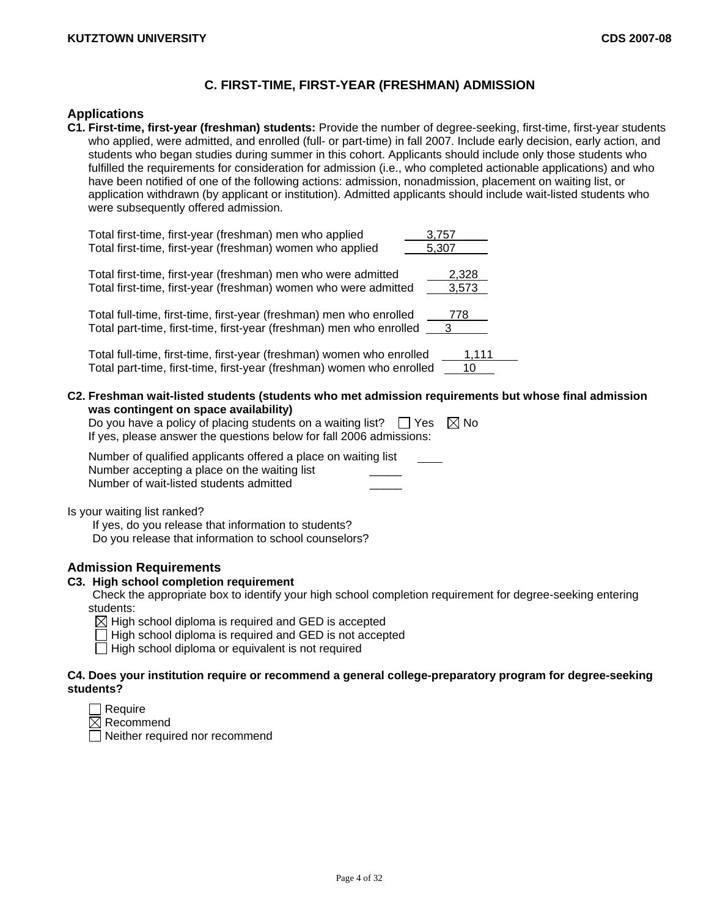## C. FIRST-TIME, FIRST-YEAR (FRESHMAN) ADMISSION

### Applications

**C1. First-time, first-year (freshman) students:** Provide the number of degree-seeking, first-time, first-year students who applied, were admitted, and enrolled (full- or part-time) in fall 2007. Include early decision, early action, and students who began studies during summer in this cohort. Applicants should include only those students who fulfilled the requirements for consideration for admission (i.e., who completed actionable applications) and who have been notified of one of the following actions: admission, nonadmission, placement on waiting list, or application withdrawn (by applicant or institution). Admitted applicants should include wait-listed students who were subsequently offered admission.

| | |
|---|---|
| Total first-time, first-year (freshman) men who applied | 3,757 |
| Total first-time, first-year (freshman) women who applied | 5,307 |
| Total first-time, first-year (freshman) men who were admitted | 2,328 |
| Total first-time, first-year (freshman) women who were admitted | 3,573 |
| Total full-time, first-time, first-year (freshman) men who enrolled | 778 |
| Total part-time, first-time, first-year (freshman) men who enrolled | 3 |
| Total full-time, first-time, first-year (freshman) women who enrolled | 1,111 |
| Total part-time, first-time, first-year (freshman) women who enrolled | 10 |

**C2. Freshman wait-listed students (students who met admission requirements but whose final admission was contingent on space availability)**

Do you have a policy of placing students on a waiting list? ☐ Yes ☒ No

If yes, please answer the questions below for fall 2006 admissions:

| | |
|---|---|
| Number of qualified applicants offered a place on waiting list | ____ |
| Number accepting a place on the waiting list | _____ |
| Number of wait-listed students admitted | _____ |

Is your waiting list ranked?

If yes, do you release that information to students?

Do you release that information to school counselors?

### Admission Requirements

**C3. High school completion requirement**

Check the appropriate box to identify your high school completion requirement for degree-seeking entering students:

☒ High school diploma is required and GED is accepted

☐ High school diploma is required and GED is not accepted

☐ High school diploma or equivalent is not required

**C4. Does your institution require or recommend a general college-preparatory program for degree-seeking students?**

☐ Require

☒ Recommend

☐ Neither required nor recommend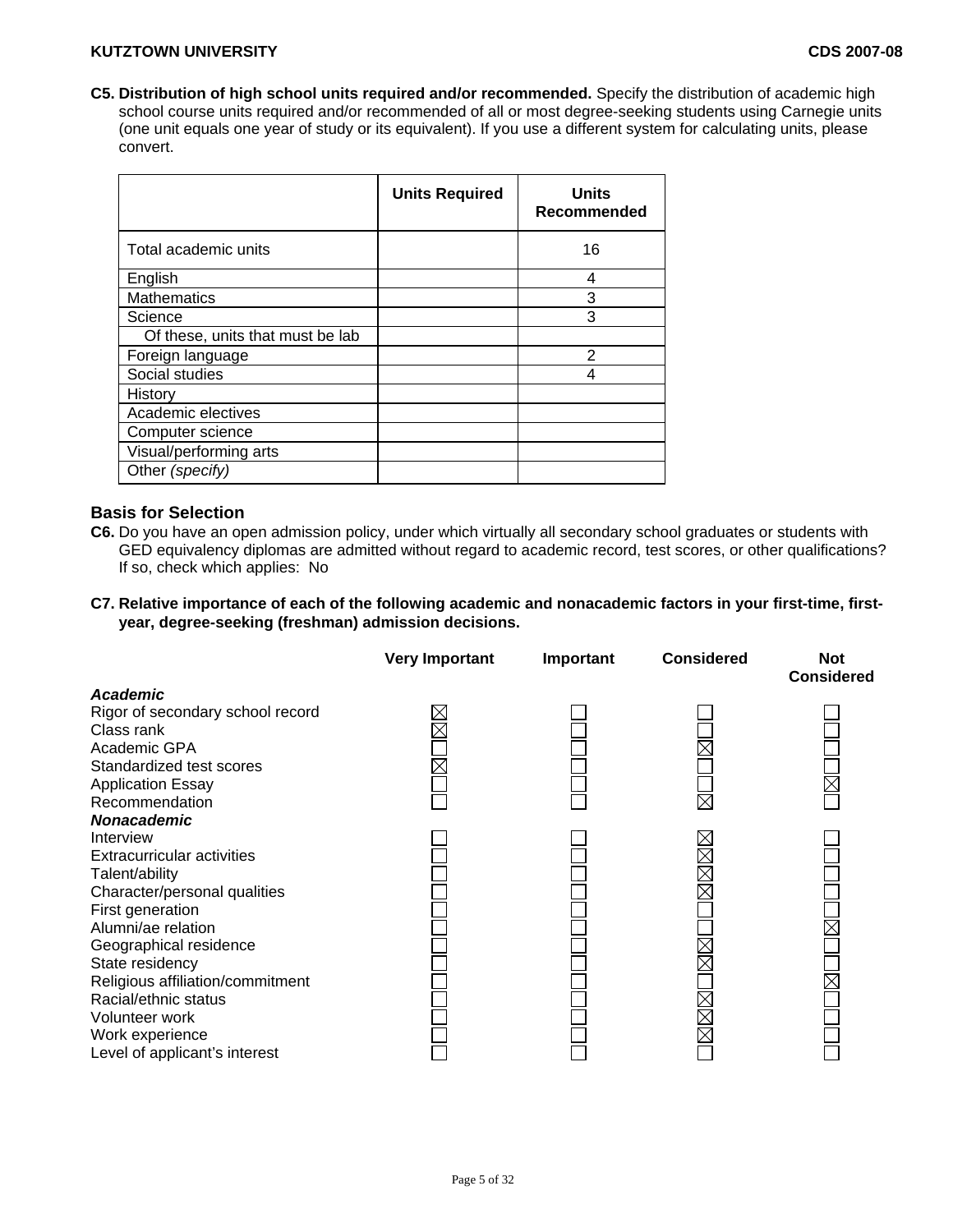**C5. Distribution of high school units required and/or recommended.** Specify the distribution of academic high school course units required and/or recommended of all or most degree-seeking students using Carnegie units (one unit equals one year of study or its equivalent). If you use a different system for calculating units, please convert.

| | Units Required | Units Recommended |
|---|---|---|
| Total academic units | | 16 |
| English | | 4 |
| Mathematics | | 3 |
| Science | | 3 |
| Of these, units that must be lab | | |
| Foreign language | | 2 |
| Social studies | | 4 |
| History | | |
| Academic electives | | |
| Computer science | | |
| Visual/performing arts | | |
| Other *(specify)* | | |

## Basis for Selection

**C6.** Do you have an open admission policy, under which virtually all secondary school graduates or students with GED equivalency diplomas are admitted without regard to academic record, test scores, or other qualifications? If so, check which applies: No

**C7. Relative importance of each of the following academic and nonacademic factors in your first-time, first-year, degree-seeking (freshman) admission decisions.**

| | Very Important | Important | Considered | Not Considered |
|---|---|---|---|---|
| ***Academic*** | | | | |
| Rigor of secondary school record | X | | | |
| Class rank | X | | | |
| Academic GPA | | | X | |
| Standardized test scores | X | | | |
| Application Essay | | | | X |
| Recommendation | | | X | |
| ***Nonacademic*** | | | | |
| Interview | | | X | |
| Extracurricular activities | | | X | |
| Talent/ability | | | X | |
| Character/personal qualities | | | X | |
| First generation | | | | |
| Alumni/ae relation | | | | X |
| Geographical residence | | | X | |
| State residency | | | X | |
| Religious affiliation/commitment | | | | X |
| Racial/ethnic status | | | X | |
| Volunteer work | | | X | |
| Work experience | | | X | |
| Level of applicant's interest | | | | |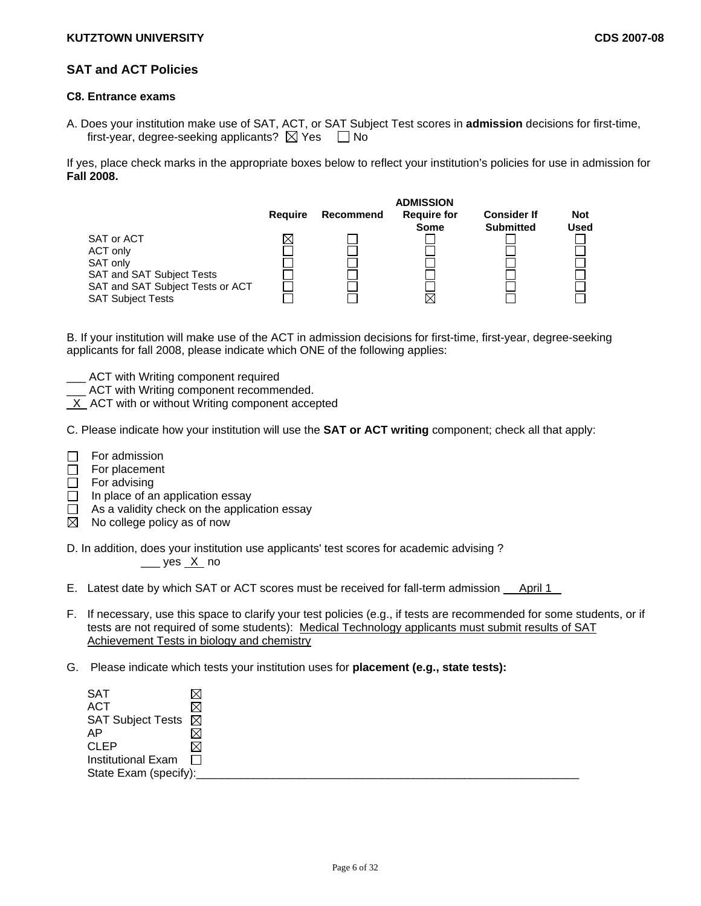## SAT and ACT Policies

**C8. Entrance exams**

A. Does your institution make use of SAT, ACT, or SAT Subject Test scores in **admission** decisions for first-time, first-year, degree-seeking applicants? ☒ Yes ☐ No

If yes, place check marks in the appropriate boxes below to reflect your institution's policies for use in admission for **Fall 2008.**

| | Require | Recommend | ADMISSION Require for Some | Consider If Submitted | Not Used |
|---|---|---|---|---|---|
| SAT or ACT | ☒ | ☐ | ☐ | ☐ | ☐ |
| ACT only | ☐ | ☐ | ☐ | ☐ | ☐ |
| SAT only | ☐ | ☐ | ☐ | ☐ | ☐ |
| SAT and SAT Subject Tests | ☐ | ☐ | ☐ | ☐ | ☐ |
| SAT and SAT Subject Tests or ACT | ☐ | ☐ | ☐ | ☐ | ☐ |
| SAT Subject Tests | ☐ | ☐ | ☒ | ☐ | ☐ |

B. If your institution will make use of the ACT in admission decisions for first-time, first-year, degree-seeking applicants for fall 2008, please indicate which ONE of the following applies:

___ ACT with Writing component required
___ ACT with Writing component recommended.
_X_ ACT with or without Writing component accepted

C. Please indicate how your institution will use the **SAT or ACT writing** component; check all that apply:

☐ For admission
☐ For placement
☐ For advising
☐ In place of an application essay
☐ As a validity check on the application essay
☒ No college policy as of now

D. In addition, does your institution use applicants' test scores for academic advising ?
___ yes _X_ no

E. Latest date by which SAT or ACT scores must be received for fall-term admission __April 1__

F. If necessary, use this space to clarify your test policies (e.g., if tests are recommended for some students, or if tests are not required of some students): Medical Technology applicants must submit results of SAT Achievement Tests in biology and chemistry

G. Please indicate which tests your institution uses for **placement (e.g., state tests):**

SAT ☒
ACT ☒
SAT Subject Tests ☒
AP ☒
CLEP ☒
Institutional Exam ☐
State Exam (specify):______________________________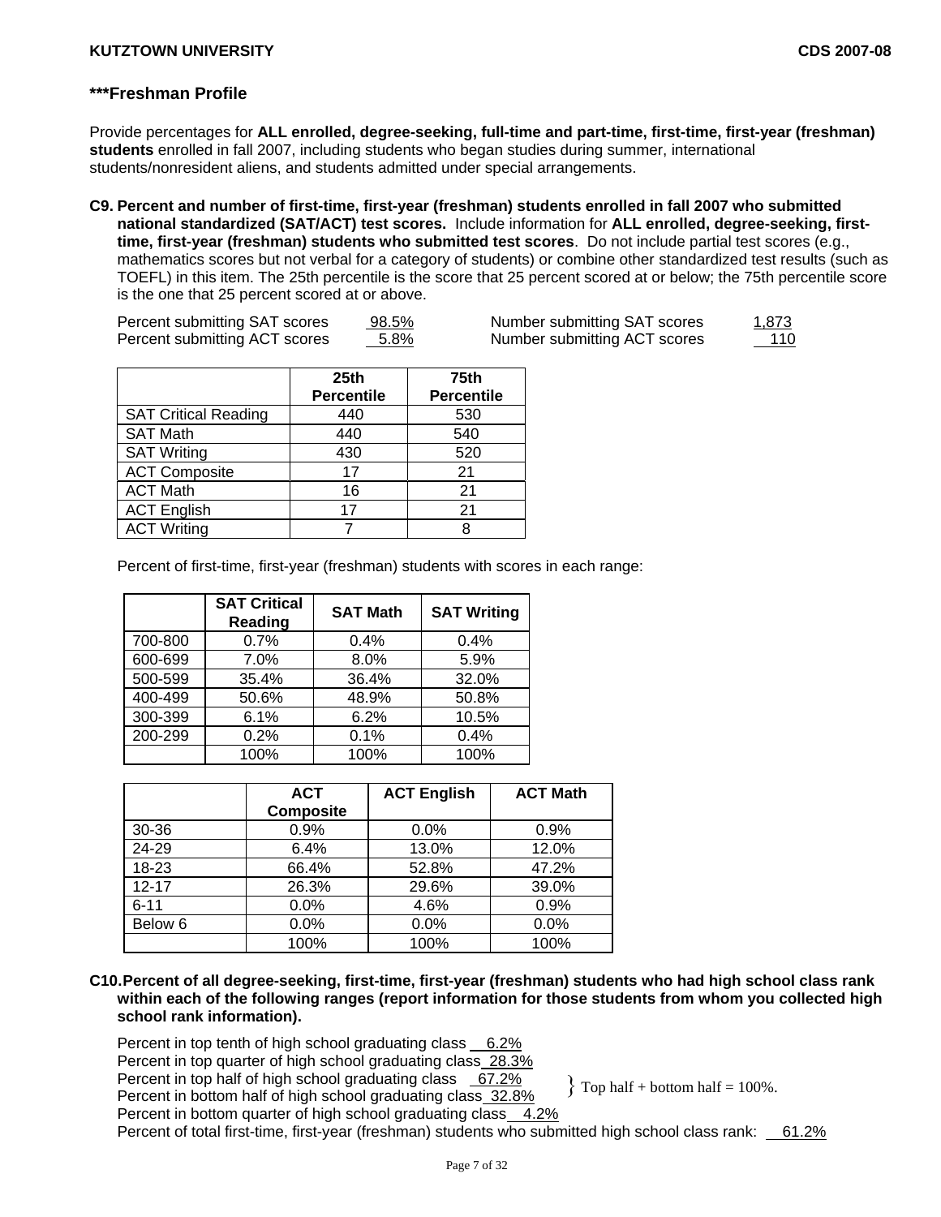### ***Freshman Profile

Provide percentages for **ALL enrolled, degree-seeking, full-time and part-time, first-time, first-year (freshman) students** enrolled in fall 2007, including students who began studies during summer, international students/nonresident aliens, and students admitted under special arrangements.

**C9. Percent and number of first-time, first-year (freshman) students enrolled in fall 2007 who submitted national standardized (SAT/ACT) test scores.** Include information for **ALL enrolled, degree-seeking, first-time, first-year (freshman) students who submitted test scores**. Do not include partial test scores (e.g., mathematics scores but not verbal for a category of students) or combine other standardized test results (such as TOEFL) in this item. The 25th percentile is the score that 25 percent scored at or below; the 75th percentile score is the one that 25 percent scored at or above.

Percent submitting SAT scores 98.5% Number submitting SAT scores 1,873
Percent submitting ACT scores 5.8% Number submitting ACT scores 110

| | 25th Percentile | 75th Percentile |
|---|---|---|
| SAT Critical Reading | 440 | 530 |
| SAT Math | 440 | 540 |
| SAT Writing | 430 | 520 |
| ACT Composite | 17 | 21 |
| ACT Math | 16 | 21 |
| ACT English | 17 | 21 |
| ACT Writing | 7 | 8 |

Percent of first-time, first-year (freshman) students with scores in each range:

| | SAT Critical Reading | SAT Math | SAT Writing |
|---|---|---|---|
| 700-800 | 0.7% | 0.4% | 0.4% |
| 600-699 | 7.0% | 8.0% | 5.9% |
| 500-599 | 35.4% | 36.4% | 32.0% |
| 400-499 | 50.6% | 48.9% | 50.8% |
| 300-399 | 6.1% | 6.2% | 10.5% |
| 200-299 | 0.2% | 0.1% | 0.4% |
| | 100% | 100% | 100% |

| | ACT Composite | ACT English | ACT Math |
|---|---|---|---|
| 30-36 | 0.9% | 0.0% | 0.9% |
| 24-29 | 6.4% | 13.0% | 12.0% |
| 18-23 | 66.4% | 52.8% | 47.2% |
| 12-17 | 26.3% | 29.6% | 39.0% |
| 6-11 | 0.0% | 4.6% | 0.9% |
| Below 6 | 0.0% | 0.0% | 0.0% |
| | 100% | 100% | 100% |

**C10. Percent of all degree-seeking, first-time, first-year (freshman) students who had high school class rank within each of the following ranges (report information for those students from whom you collected high school rank information).**

Percent in top tenth of high school graduating class 6.2%
Percent in top quarter of high school graduating class 28.3%
Percent in top half of high school graduating class 67.2%
Percent in bottom half of high school graduating class 32.8%
} Top half + bottom half = 100%.
Percent in bottom quarter of high school graduating class 4.2%
Percent of total first-time, first-year (freshman) students who submitted high school class rank: 61.2%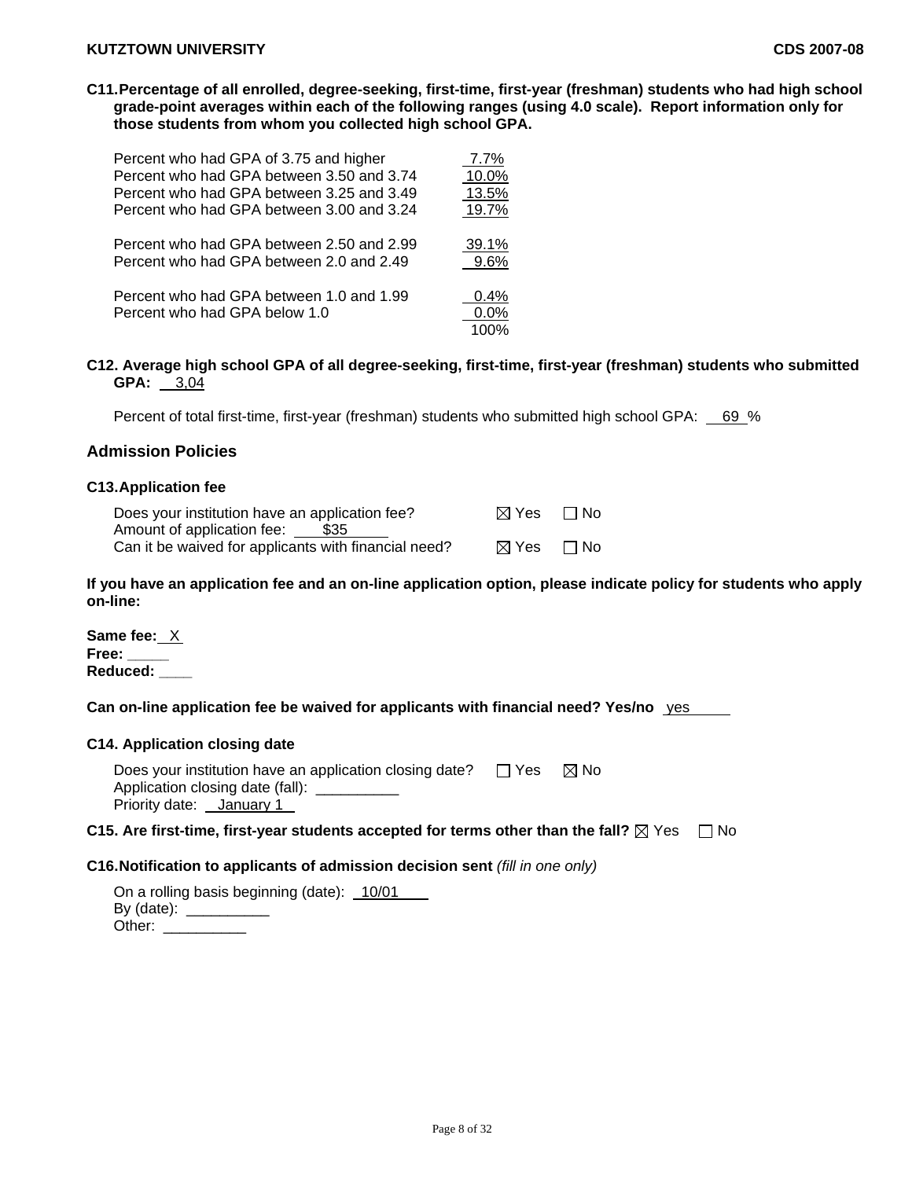**C11. Percentage of all enrolled, degree-seeking, first-time, first-year (freshman) students who had high school grade-point averages within each of the following ranges (using 4.0 scale). Report information only for those students from whom you collected high school GPA.**

| | |
|---|---|
| Percent who had GPA of 3.75 and higher | 7.7% |
| Percent who had GPA between 3.50 and 3.74 | 10.0% |
| Percent who had GPA between 3.25 and 3.49 | 13.5% |
| Percent who had GPA between 3.00 and 3.24 | 19.7% |
| Percent who had GPA between 2.50 and 2.99 | 39.1% |
| Percent who had GPA between 2.0 and 2.49 | 9.6% |
| Percent who had GPA between 1.0 and 1.99 | 0.4% |
| Percent who had GPA below 1.0 | 0.0% |
| | 100% |

**C12. Average high school GPA of all degree-seeking, first-time, first-year (freshman) students who submitted GPA:** 3,04

Percent of total first-time, first-year (freshman) students who submitted high school GPA: 69 %

## Admission Policies

### C13. Application fee

Does your institution have an application fee? ☒ Yes ☐ No
Amount of application fee: $35
Can it be waived for applicants with financial need? ☒ Yes ☐ No

**If you have an application fee and an on-line application option, please indicate policy for students who apply on-line:**

**Same fee:** X
**Free:** _____
**Reduced:** ____

**Can on-line application fee be waived for applicants with financial need? Yes/no** yes

### C14. Application closing date

Does your institution have an application closing date? ☐ Yes ☒ No
Application closing date (fall): __________
Priority date: January 1

**C15. Are first-time, first-year students accepted for terms other than the fall?** ☒ Yes ☐ No

### C16. Notification to applicants of admission decision sent *(fill in one only)*

On a rolling basis beginning (date): 10/01
By (date): __________
Other: __________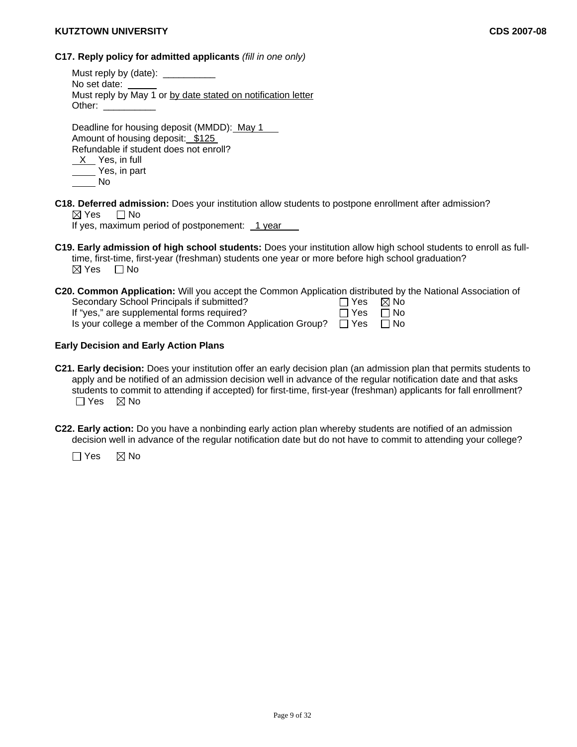**C17. Reply policy for admitted applicants** *(fill in one only)*

Must reply by (date): __________
No set date: ______
Must reply by May 1 or by date stated on notification letter
Other: __________

Deadline for housing deposit (MMDD): May 1
Amount of housing deposit: $125
Refundable if student does not enroll?
X Yes, in full
_____ Yes, in part
_____ No

**C18. Deferred admission:** Does your institution allow students to postpone enrollment after admission?
☒ Yes ☐ No
If yes, maximum period of postponement: 1 year

**C19. Early admission of high school students:** Does your institution allow high school students to enroll as full-time, first-time, first-year (freshman) students one year or more before high school graduation?
☒ Yes ☐ No

**C20. Common Application:** Will you accept the Common Application distributed by the National Association of Secondary School Principals if submitted? ☐ Yes ☒ No
If "yes," are supplemental forms required? ☐ Yes ☐ No
Is your college a member of the Common Application Group? ☐ Yes ☐ No

**Early Decision and Early Action Plans**

**C21. Early decision:** Does your institution offer an early decision plan (an admission plan that permits students to apply and be notified of an admission decision well in advance of the regular notification date and that asks students to commit to attending if accepted) for first-time, first-year (freshman) applicants for fall enrollment?
☐ Yes ☒ No

**C22. Early action:** Do you have a nonbinding early action plan whereby students are notified of an admission decision well in advance of the regular notification date but do not have to commit to attending your college?

☐ Yes ☒ No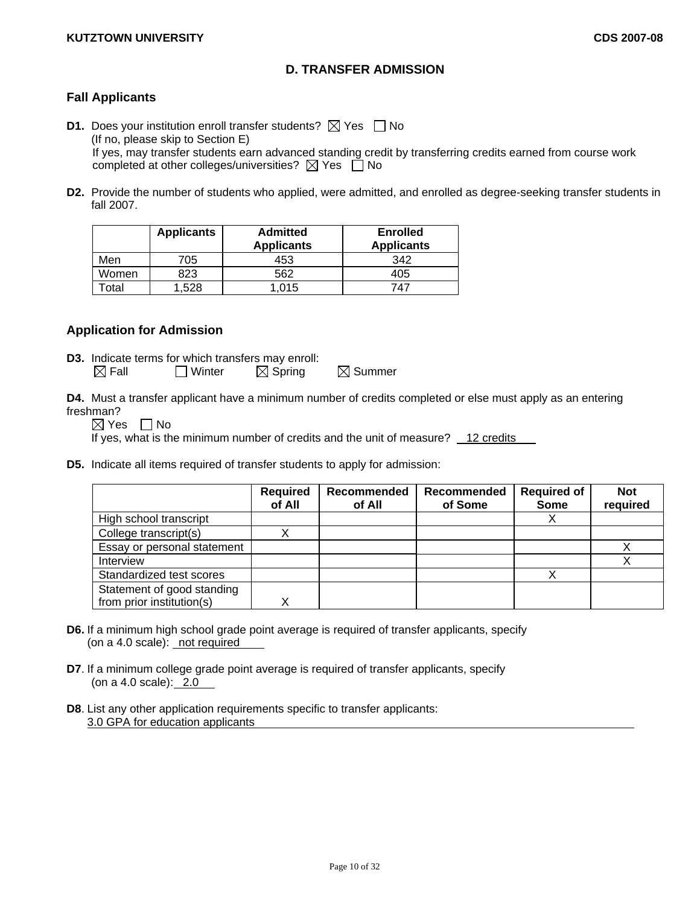## D. TRANSFER ADMISSION

### Fall Applicants

**D1.** Does your institution enroll transfer students? ☒ Yes ☐ No
(If no, please skip to Section E)
If yes, may transfer students earn advanced standing credit by transferring credits earned from course work completed at other colleges/universities? ☒ Yes ☐ No

**D2.** Provide the number of students who applied, were admitted, and enrolled as degree-seeking transfer students in fall 2007.

| | Applicants | Admitted Applicants | Enrolled Applicants |
|---|---|---|---|
| Men | 705 | 453 | 342 |
| Women | 823 | 562 | 405 |
| Total | 1,528 | 1,015 | 747 |

### Application for Admission

**D3.** Indicate terms for which transfers may enroll:
☒ Fall ☐ Winter ☒ Spring ☒ Summer

**D4.** Must a transfer applicant have a minimum number of credits completed or else must apply as an entering freshman?
☒ Yes ☐ No
If yes, what is the minimum number of credits and the unit of measure? 12 credits

**D5.** Indicate all items required of transfer students to apply for admission:

| | Required of All | Recommended of All | Recommended of Some | Required of Some | Not required |
|---|---|---|---|---|---|
| High school transcript | | | | X | |
| College transcript(s) | X | | | | |
| Essay or personal statement | | | | | X |
| Interview | | | | | X |
| Standardized test scores | | | | X | |
| Statement of good standing from prior institution(s) | X | | | | |

**D6.** If a minimum high school grade point average is required of transfer applicants, specify (on a 4.0 scale): not required

**D7**. If a minimum college grade point average is required of transfer applicants, specify (on a 4.0 scale): 2.0

**D8**. List any other application requirements specific to transfer applicants:
3.0 GPA for education applicants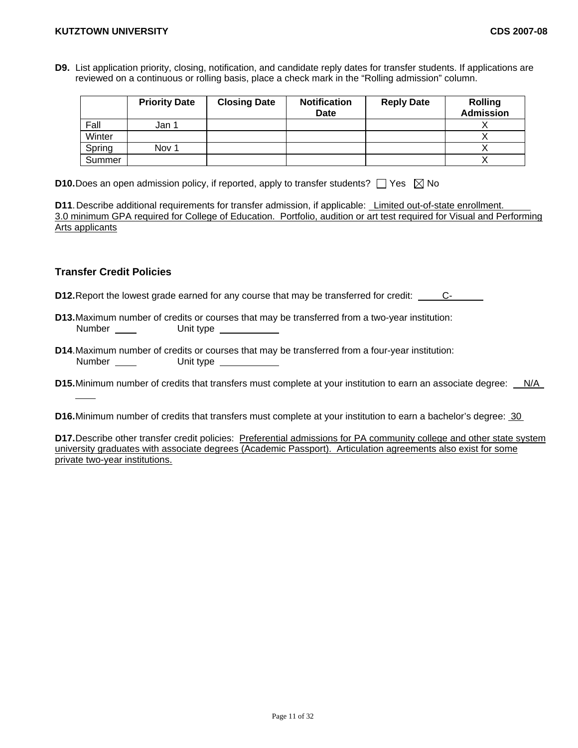**D9.** List application priority, closing, notification, and candidate reply dates for transfer students. If applications are reviewed on a continuous or rolling basis, place a check mark in the "Rolling admission" column.

| | Priority Date | Closing Date | Notification Date | Reply Date | Rolling Admission |
|---|---|---|---|---|---|
| Fall | Jan 1 | | | | X |
| Winter | | | | | X |
| Spring | Nov 1 | | | | X |
| Summer | | | | | X |

**D10.** Does an open admission policy, if reported, apply to transfer students? ☐ Yes ☒ No

**D11**. Describe additional requirements for transfer admission, if applicable: Limited out-of-state enrollment. 3.0 minimum GPA required for College of Education. Portfolio, audition or art test required for Visual and Performing Arts applicants

## Transfer Credit Policies

**D12.** Report the lowest grade earned for any course that may be transferred for credit: C-

**D13.** Maximum number of credits or courses that may be transferred from a two-year institution:
Number ____ Unit type ____

**D14**. Maximum number of credits or courses that may be transferred from a four-year institution:
Number ____ Unit type ____

**D15.** Minimum number of credits that transfers must complete at your institution to earn an associate degree: N/A

**D16.** Minimum number of credits that transfers must complete at your institution to earn a bachelor's degree: 30

**D17.** Describe other transfer credit policies: Preferential admissions for PA community college and other state system university graduates with associate degrees (Academic Passport). Articulation agreements also exist for some private two-year institutions.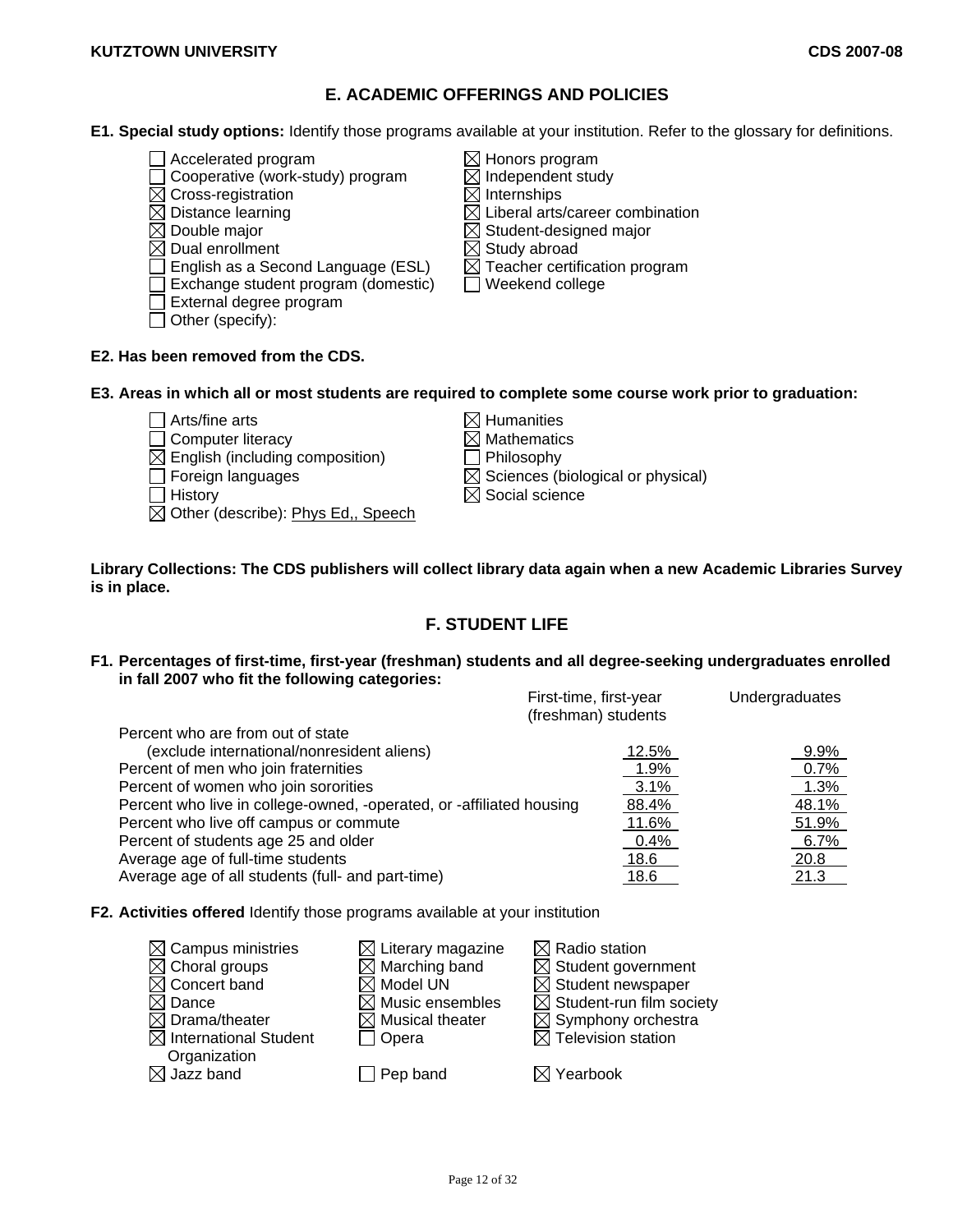## E. ACADEMIC OFFERINGS AND POLICIES

**E1. Special study options:** Identify those programs available at your institution. Refer to the glossary for definitions.

- ☐ Accelerated program
- ☐ Cooperative (work-study) program
- ☒ Cross-registration
- ☒ Distance learning
- ☒ Double major
- ☒ Dual enrollment
- ☐ English as a Second Language (ESL)
- ☐ Exchange student program (domestic)
- ☐ External degree program
- ☐ Other (specify):
- ☒ Honors program
- ☒ Independent study
- ☒ Internships
- ☒ Liberal arts/career combination
- ☒ Student-designed major
- ☒ Study abroad
- ☒ Teacher certification program
- ☐ Weekend college

**E2. Has been removed from the CDS.**

**E3. Areas in which all or most students are required to complete some course work prior to graduation:**

- ☐ Arts/fine arts
- ☐ Computer literacy
- ☒ English (including composition)
- ☐ Foreign languages
- ☐ History
- ☒ Other (describe): Phys Ed,, Speech
- ☒ Humanities
- ☒ Mathematics
- ☐ Philosophy
- ☒ Sciences (biological or physical)
- ☒ Social science

**Library Collections: The CDS publishers will collect library data again when a new Academic Libraries Survey is in place.**

## F. STUDENT LIFE

**F1. Percentages of first-time, first-year (freshman) students and all degree-seeking undergraduates enrolled in fall 2007 who fit the following categories:**

| | First-time, first-year (freshman) students | Undergraduates |
|---|---|---|
| Percent who are from out of state (exclude international/nonresident aliens) | 12.5% | 9.9% |
| Percent of men who join fraternities | 1.9% | 0.7% |
| Percent of women who join sororities | 3.1% | 1.3% |
| Percent who live in college-owned, -operated, or -affiliated housing | 88.4% | 48.1% |
| Percent who live off campus or commute | 11.6% | 51.9% |
| Percent of students age 25 and older | 0.4% | 6.7% |
| Average age of full-time students | 18.6 | 20.8 |
| Average age of all students (full- and part-time) | 18.6 | 21.3 |

**F2. Activities offered** Identify those programs available at your institution

- ☒ Campus ministries
- ☒ Choral groups
- ☒ Concert band
- ☒ Dance
- ☒ Drama/theater
- ☒ International Student Organization
- ☒ Jazz band
- ☒ Literary magazine
- ☒ Marching band
- ☒ Model UN
- ☒ Music ensembles
- ☒ Musical theater
- ☐ Opera
- ☐ Pep band
- ☒ Radio station
- ☒ Student government
- ☒ Student newspaper
- ☒ Student-run film society
- ☒ Symphony orchestra
- ☒ Television station
- ☒ Yearbook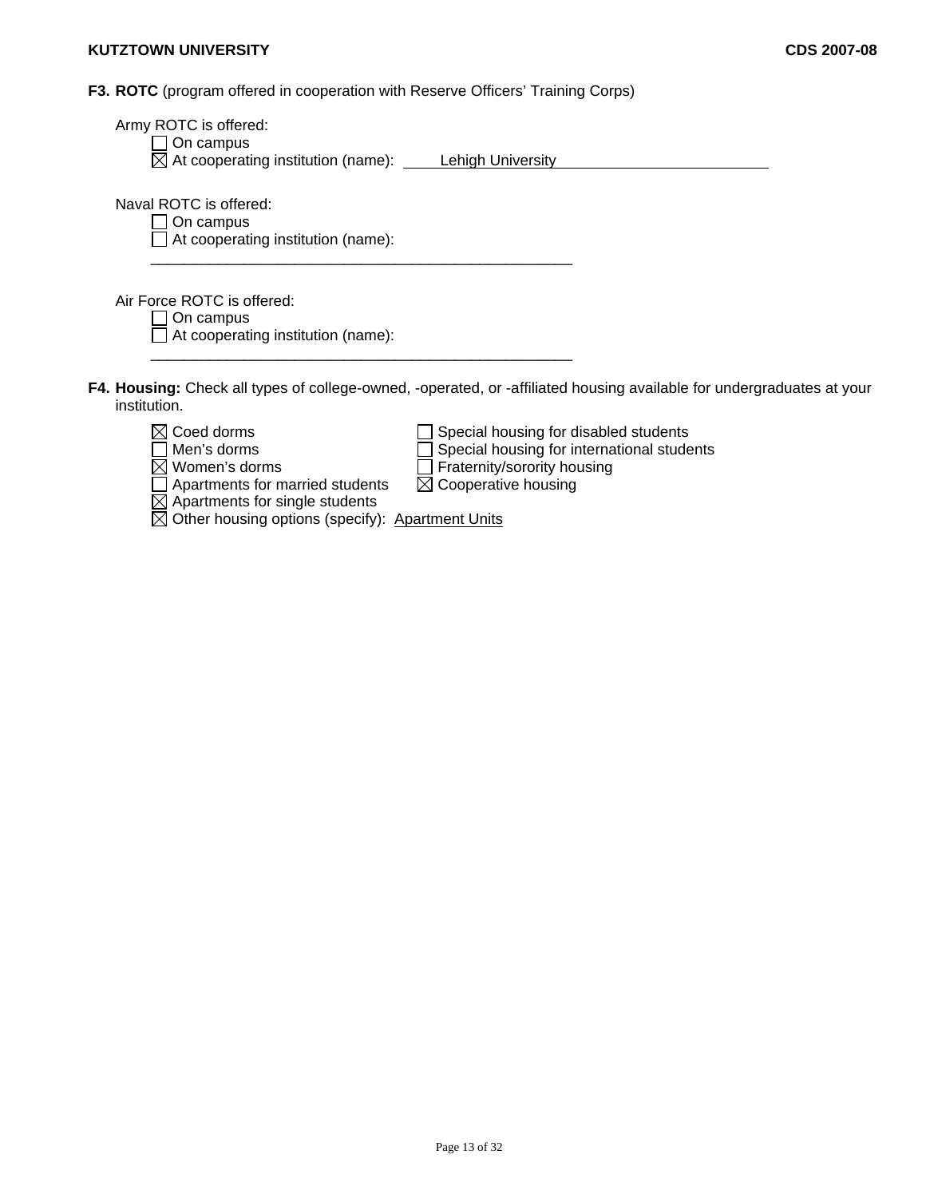**F3. ROTC** (program offered in cooperation with Reserve Officers' Training Corps)

Army ROTC is offered:

- ☐ On campus
- ☒ At cooperating institution (name): Lehigh University

Naval ROTC is offered:

- ☐ On campus
- ☐ At cooperating institution (name): \_\_\_\_\_\_\_\_\_\_\_\_\_\_\_\_\_\_\_\_\_\_\_\_\_\_\_\_\_\_\_\_

Air Force ROTC is offered:

- ☐ On campus
- ☐ At cooperating institution (name): \_\_\_\_\_\_\_\_\_\_\_\_\_\_\_\_\_\_\_\_\_\_\_\_\_\_\_\_\_\_\_\_

**F4. Housing:** Check all types of college-owned, -operated, or -affiliated housing available for undergraduates at your institution.

- ☒ Coed dorms
- ☐ Men's dorms
- ☒ Women's dorms
- ☐ Apartments for married students
- ☒ Apartments for single students
- ☒ Other housing options (specify): Apartment Units
- ☐ Special housing for disabled students
- ☐ Special housing for international students
- ☐ Fraternity/sorority housing
- ☒ Cooperative housing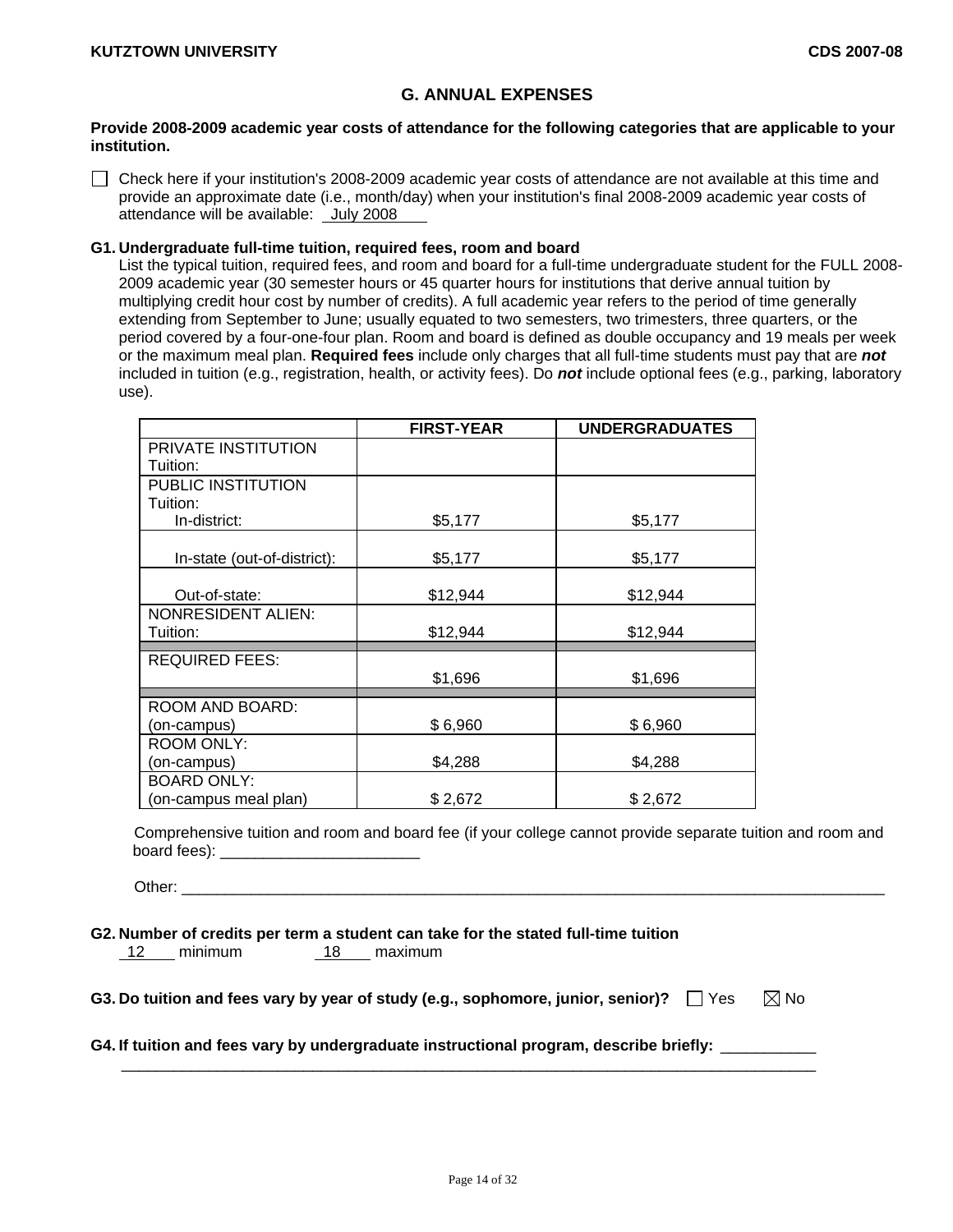## G. ANNUAL EXPENSES

**Provide 2008-2009 academic year costs of attendance for the following categories that are applicable to your institution.**

☐ Check here if your institution's 2008-2009 academic year costs of attendance are not available at this time and provide an approximate date (i.e., month/day) when your institution's final 2008-2009 academic year costs of attendance will be available: July 2008

**G1. Undergraduate full-time tuition, required fees, room and board**

List the typical tuition, required fees, and room and board for a full-time undergraduate student for the FULL 2008-2009 academic year (30 semester hours or 45 quarter hours for institutions that derive annual tuition by multiplying credit hour cost by number of credits). A full academic year refers to the period of time generally extending from September to June; usually equated to two semesters, two trimesters, three quarters, or the period covered by a four-one-four plan. Room and board is defined as double occupancy and 19 meals per week or the maximum meal plan. **Required fees** include only charges that all full-time students must pay that are ***not*** included in tuition (e.g., registration, health, or activity fees). Do ***not*** include optional fees (e.g., parking, laboratory use).

| | FIRST-YEAR | UNDERGRADUATES |
|---|---|---|
| PRIVATE INSTITUTION Tuition: | | |
| PUBLIC INSTITUTION Tuition: In-district: | $5,177 | $5,177 |
| In-state (out-of-district): | $5,177 | $5,177 |
| Out-of-state: | $12,944 | $12,944 |
| NONRESIDENT ALIEN: Tuition: | $12,944 | $12,944 |
| REQUIRED FEES: | $1,696 | $1,696 |
| ROOM AND BOARD: (on-campus) | $ 6,960 | $ 6,960 |
| ROOM ONLY: (on-campus) | $4,288 | $4,288 |
| BOARD ONLY: (on-campus meal plan) | $ 2,672 | $ 2,672 |

Comprehensive tuition and room and board fee (if your college cannot provide separate tuition and room and board fees): _______________________

Other: ______________________________________________________________________________

**G2. Number of credits per term a student can take for the stated full-time tuition**

12 minimum    18 maximum

**G3. Do tuition and fees vary by year of study (e.g., sophomore, junior, senior)?** ☐ Yes ☒ No

**G4. If tuition and fees vary by undergraduate instructional program, describe briefly:** ___________

______________________________________________________________________________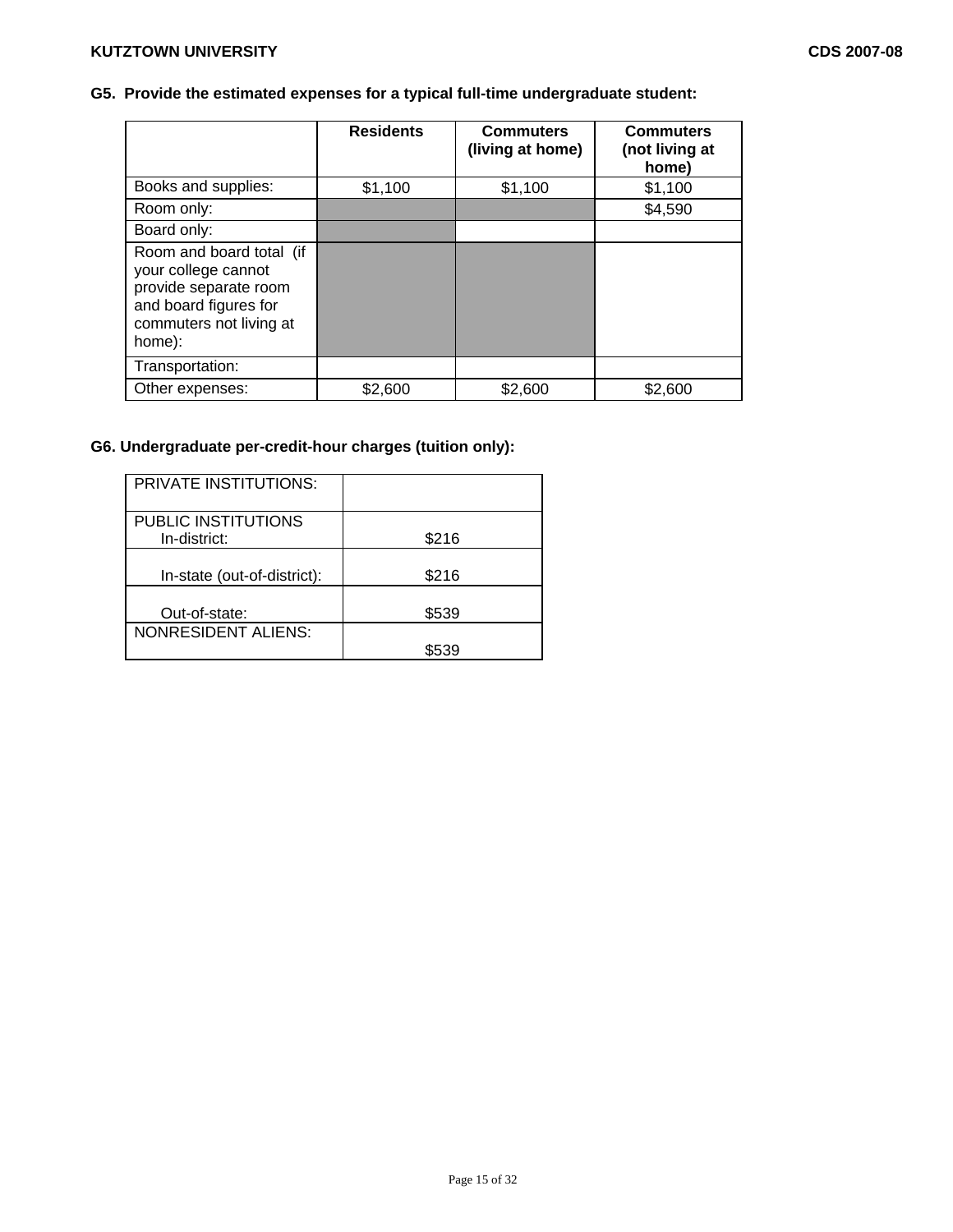**G5. Provide the estimated expenses for a typical full-time undergraduate student:**

| | Residents | Commuters (living at home) | Commuters (not living at home) |
|---|---|---|---|
| Books and supplies: | $1,100 | $1,100 | $1,100 |
| Room only: | | | $4,590 |
| Board only: | | | |
| Room and board total (if your college cannot provide separate room and board figures for commuters not living at home): | | | |
| Transportation: | | | |
| Other expenses: | $2,600 | $2,600 | $2,600 |

**G6. Undergraduate per-credit-hour charges (tuition only):**

| | |
|---|---|
| PRIVATE INSTITUTIONS: | |
| PUBLIC INSTITUTIONS In-district: | $216 |
| In-state (out-of-district): | $216 |
| Out-of-state: | $539 |
| NONRESIDENT ALIENS: | $539 |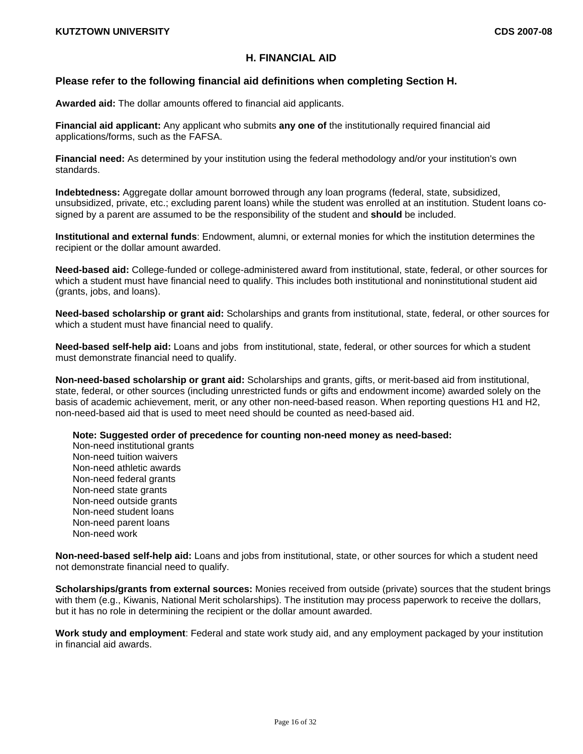## H. FINANCIAL AID

### Please refer to the following financial aid definitions when completing Section H.

**Awarded aid:** The dollar amounts offered to financial aid applicants.

**Financial aid applicant:** Any applicant who submits **any one of** the institutionally required financial aid applications/forms, such as the FAFSA.

**Financial need:** As determined by your institution using the federal methodology and/or your institution's own standards.

**Indebtedness:** Aggregate dollar amount borrowed through any loan programs (federal, state, subsidized, unsubsidized, private, etc.; excluding parent loans) while the student was enrolled at an institution. Student loans co-signed by a parent are assumed to be the responsibility of the student and **should** be included.

**Institutional and external funds**: Endowment, alumni, or external monies for which the institution determines the recipient or the dollar amount awarded.

**Need-based aid:** College-funded or college-administered award from institutional, state, federal, or other sources for which a student must have financial need to qualify. This includes both institutional and noninstitutional student aid (grants, jobs, and loans).

**Need-based scholarship or grant aid:** Scholarships and grants from institutional, state, federal, or other sources for which a student must have financial need to qualify.

**Need-based self-help aid:** Loans and jobs from institutional, state, federal, or other sources for which a student must demonstrate financial need to qualify.

**Non-need-based scholarship or grant aid:** Scholarships and grants, gifts, or merit-based aid from institutional, state, federal, or other sources (including unrestricted funds or gifts and endowment income) awarded solely on the basis of academic achievement, merit, or any other non-need-based reason. When reporting questions H1 and H2, non-need-based aid that is used to meet need should be counted as need-based aid.

**Note: Suggested order of precedence for counting non-need money as need-based:**
Non-need institutional grants
Non-need tuition waivers
Non-need athletic awards
Non-need federal grants
Non-need state grants
Non-need outside grants
Non-need student loans
Non-need parent loans
Non-need work

**Non-need-based self-help aid:** Loans and jobs from institutional, state, or other sources for which a student need not demonstrate financial need to qualify.

**Scholarships/grants from external sources:** Monies received from outside (private) sources that the student brings with them (e.g., Kiwanis, National Merit scholarships). The institution may process paperwork to receive the dollars, but it has no role in determining the recipient or the dollar amount awarded.

**Work study and employment**: Federal and state work study aid, and any employment packaged by your institution in financial aid awards.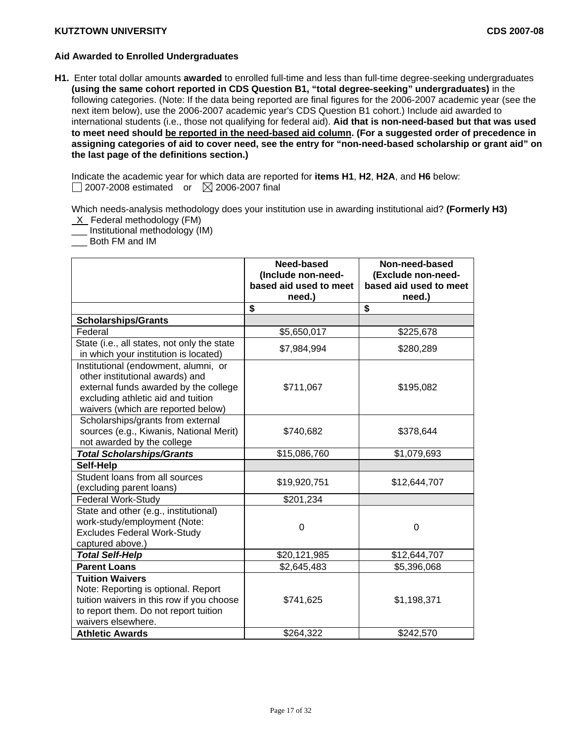## Aid Awarded to Enrolled Undergraduates

**H1.** Enter total dollar amounts **awarded** to enrolled full-time and less than full-time degree-seeking undergraduates **(using the same cohort reported in CDS Question B1, "total degree-seeking" undergraduates)** in the following categories. (Note: If the data being reported are final figures for the 2006-2007 academic year (see the next item below), use the 2006-2007 academic year's CDS Question B1 cohort.) Include aid awarded to international students (i.e., those not qualifying for federal aid). **Aid that is non-need-based but that was used to meet need should be reported in the need-based aid column. (For a suggested order of precedence in assigning categories of aid to cover need, see the entry for "non-need-based scholarship or grant aid" on the last page of the definitions section.)**

Indicate the academic year for which data are reported for **items H1**, **H2**, **H2A**, and **H6** below:
☐ 2007-2008 estimated or ☒ 2006-2007 final

Which needs-analysis methodology does your institution use in awarding institutional aid? **(Formerly H3)**
_X_ Federal methodology (FM)
___ Institutional methodology (IM)
___ Both FM and IM

| | Need-based (Include non-need-based aid used to meet need.) | Non-need-based (Exclude non-need-based aid used to meet need.) |
|---|---|---|
| | $ | $ |
| **Scholarships/Grants** | | |
| Federal | $5,650,017 | $225,678 |
| State (i.e., all states, not only the state in which your institution is located) | $7,984,994 | $280,289 |
| Institutional (endowment, alumni, or other institutional awards) and external funds awarded by the college excluding athletic aid and tuition waivers (which are reported below) | $711,067 | $195,082 |
| Scholarships/grants from external sources (e.g., Kiwanis, National Merit) not awarded by the college | $740,682 | $378,644 |
| ***Total Scholarships/Grants*** | $15,086,760 | $1,079,693 |
| **Self-Help** | | |
| Student loans from all sources (excluding parent loans) | $19,920,751 | $12,644,707 |
| Federal Work-Study | $201,234 | |
| State and other (e.g., institutional) work-study/employment (Note: Excludes Federal Work-Study captured above.) | 0 | 0 |
| ***Total Self-Help*** | $20,121,985 | $12,644,707 |
| **Parent Loans** | $2,645,483 | $5,396,068 |
| **Tuition Waivers** Note: Reporting is optional. Report tuition waivers in this row if you choose to report them. Do not report tuition waivers elsewhere. | $741,625 | $1,198,371 |
| **Athletic Awards** | $264,322 | $242,570 |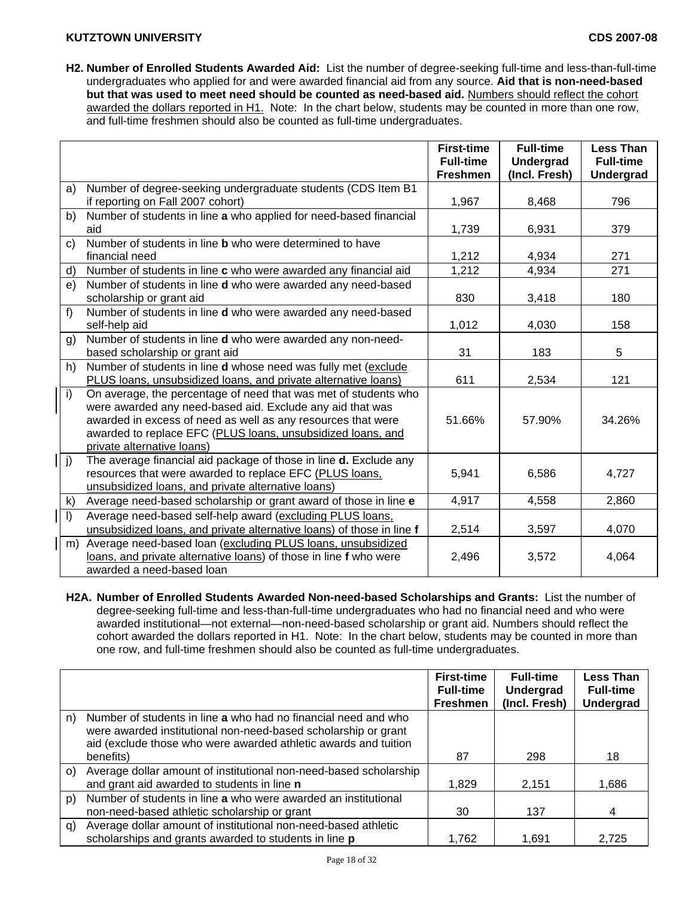**H2. Number of Enrolled Students Awarded Aid:** List the number of degree-seeking full-time and less-than-full-time undergraduates who applied for and were awarded financial aid from any source. **Aid that is non-need-based but that was used to meet need should be counted as need-based aid.** Numbers should reflect the cohort awarded the dollars reported in H1. Note: In the chart below, students may be counted in more than one row, and full-time freshmen should also be counted as full-time undergraduates.

| | | First-time Full-time Freshmen | Full-time Undergrad (Incl. Fresh) | Less Than Full-time Undergrad |
|---|---|---|---|---|
| a) | Number of degree-seeking undergraduate students (CDS Item B1 if reporting on Fall 2007 cohort) | 1,967 | 8,468 | 796 |
| b) | Number of students in line **a** who applied for need-based financial aid | 1,739 | 6,931 | 379 |
| c) | Number of students in line **b** who were determined to have financial need | 1,212 | 4,934 | 271 |
| d) | Number of students in line **c** who were awarded any financial aid | 1,212 | 4,934 | 271 |
| e) | Number of students in line **d** who were awarded any need-based scholarship or grant aid | 830 | 3,418 | 180 |
| f) | Number of students in line **d** who were awarded any need-based self-help aid | 1,012 | 4,030 | 158 |
| g) | Number of students in line **d** who were awarded any non-need-based scholarship or grant aid | 31 | 183 | 5 |
| h) | Number of students in line **d** whose need was fully met (exclude PLUS loans, unsubsidized loans, and private alternative loans) | 611 | 2,534 | 121 |
| i) | On average, the percentage of need that was met of students who were awarded any need-based aid. Exclude any aid that was awarded in excess of need as well as any resources that were awarded to replace EFC (PLUS loans, unsubsidized loans, and private alternative loans) | 51.66% | 57.90% | 34.26% |
| j) | The average financial aid package of those in line **d.** Exclude any resources that were awarded to replace EFC (PLUS loans, unsubsidized loans, and private alternative loans) | 5,941 | 6,586 | 4,727 |
| k) | Average need-based scholarship or grant award of those in line **e** | 4,917 | 4,558 | 2,860 |
| l) | Average need-based self-help award (excluding PLUS loans, unsubsidized loans, and private alternative loans) of those in line **f** | 2,514 | 3,597 | 4,070 |
| m) | Average need-based loan (excluding PLUS loans, unsubsidized loans, and private alternative loans) of those in line **f** who were awarded a need-based loan | 2,496 | 3,572 | 4,064 |

**H2A. Number of Enrolled Students Awarded Non-need-based Scholarships and Grants:** List the number of degree-seeking full-time and less-than-full-time undergraduates who had no financial need and who were awarded institutional—not external—non-need-based scholarship or grant aid. Numbers should reflect the cohort awarded the dollars reported in H1. Note: In the chart below, students may be counted in more than one row, and full-time freshmen should also be counted as full-time undergraduates.

| | | First-time Full-time Freshmen | Full-time Undergrad (Incl. Fresh) | Less Than Full-time Undergrad |
|---|---|---|---|---|
| n) | Number of students in line **a** who had no financial need and who were awarded institutional non-need-based scholarship or grant aid (exclude those who were awarded athletic awards and tuition benefits) | 87 | 298 | 18 |
| o) | Average dollar amount of institutional non-need-based scholarship and grant aid awarded to students in line **n** | 1,829 | 2,151 | 1,686 |
| p) | Number of students in line **a** who were awarded an institutional non-need-based athletic scholarship or grant | 30 | 137 | 4 |
| q) | Average dollar amount of institutional non-need-based athletic scholarships and grants awarded to students in line **p** | 1,762 | 1,691 | 2,725 |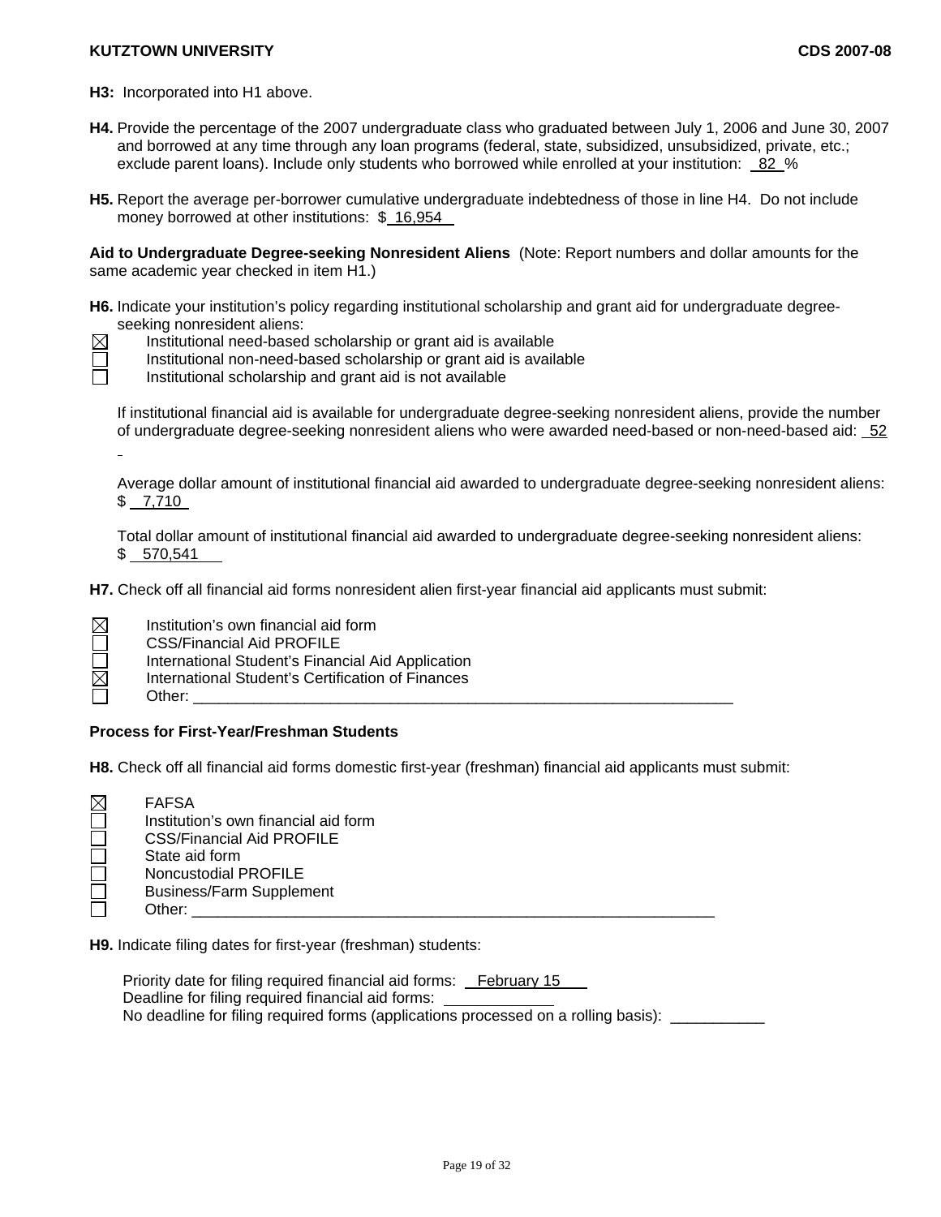**H3:** Incorporated into H1 above.

**H4.** Provide the percentage of the 2007 undergraduate class who graduated between July 1, 2006 and June 30, 2007 and borrowed at any time through any loan programs (federal, state, subsidized, unsubsidized, private, etc.; exclude parent loans). Include only students who borrowed while enrolled at your institution: 82 %

**H5.** Report the average per-borrower cumulative undergraduate indebtedness of those in line H4. Do not include money borrowed at other institutions: $ 16,954

**Aid to Undergraduate Degree-seeking Nonresident Aliens** (Note: Report numbers and dollar amounts for the same academic year checked in item H1.)

**H6.** Indicate your institution's policy regarding institutional scholarship and grant aid for undergraduate degree-seeking nonresident aliens:

- ☒ Institutional need-based scholarship or grant aid is available
- ☐ Institutional non-need-based scholarship or grant aid is available
- ☐ Institutional scholarship and grant aid is not available

If institutional financial aid is available for undergraduate degree-seeking nonresident aliens, provide the number of undergraduate degree-seeking nonresident aliens who were awarded need-based or non-need-based aid: 52

Average dollar amount of institutional financial aid awarded to undergraduate degree-seeking nonresident aliens: $ 7,710

Total dollar amount of institutional financial aid awarded to undergraduate degree-seeking nonresident aliens: $ 570,541

**H7.** Check off all financial aid forms nonresident alien first-year financial aid applicants must submit:

- ☒ Institution's own financial aid form
- ☐ CSS/Financial Aid PROFILE
- ☐ International Student's Financial Aid Application
- ☒ International Student's Certification of Finances
- ☐ Other: ___________________________________________

**Process for First-Year/Freshman Students**

**H8.** Check off all financial aid forms domestic first-year (freshman) financial aid applicants must submit:

- ☒ FAFSA
- ☐ Institution's own financial aid form
- ☐ CSS/Financial Aid PROFILE
- ☐ State aid form
- ☐ Noncustodial PROFILE
- ☐ Business/Farm Supplement
- ☐ Other: ___________________________________________

**H9.** Indicate filing dates for first-year (freshman) students:

Priority date for filing required financial aid forms: February 15
Deadline for filing required financial aid forms: ____________
No deadline for filing required forms (applications processed on a rolling basis): ___________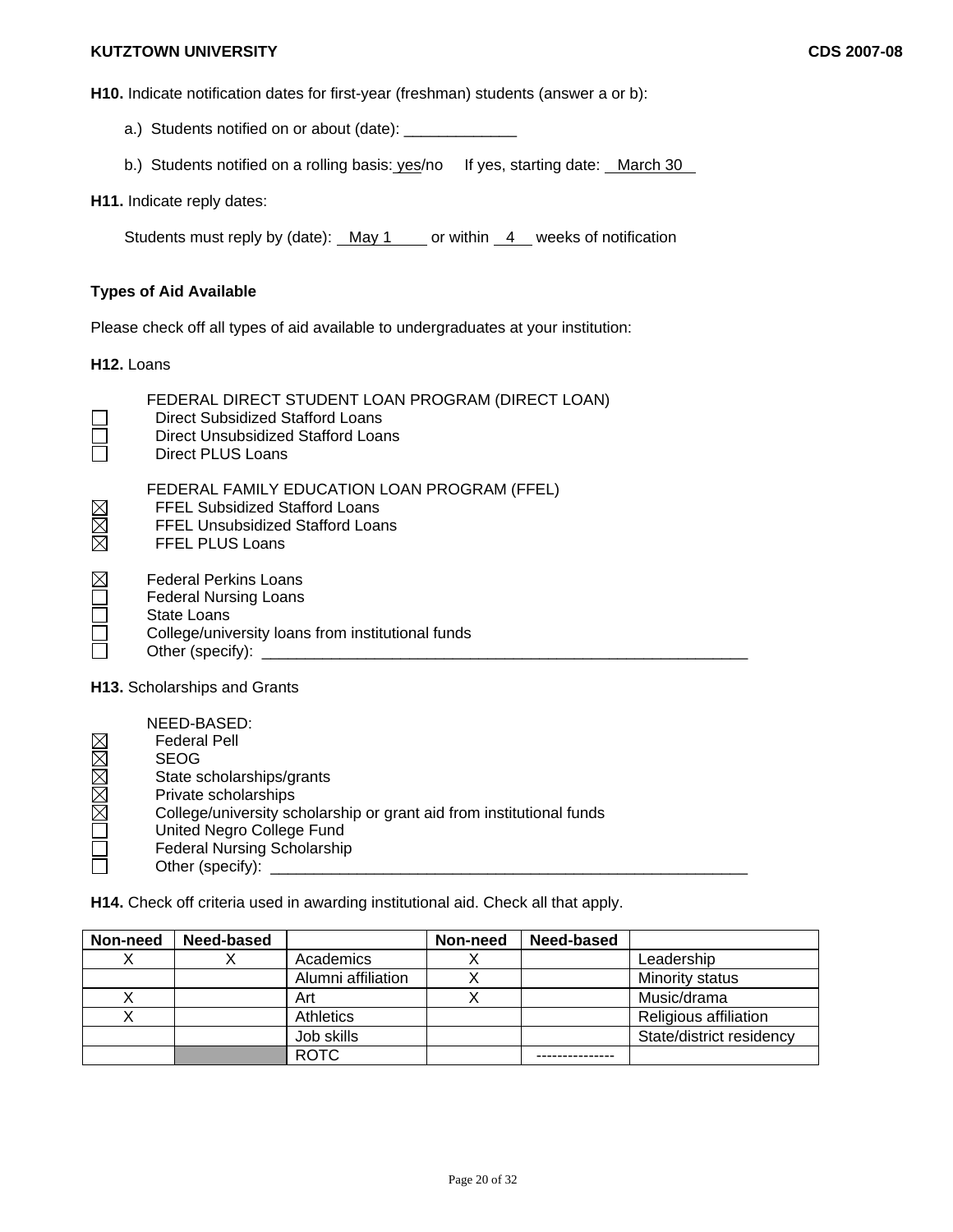**H10.** Indicate notification dates for first-year (freshman) students (answer a or b):

a.) Students notified on or about (date): _____________

b.) Students notified on a rolling basis: yes/no  If yes, starting date: March 30

**H11.** Indicate reply dates:

Students must reply by (date): May 1 or within 4 weeks of notification

**Types of Aid Available**

Please check off all types of aid available to undergraduates at your institution:

**H12.** Loans

FEDERAL DIRECT STUDENT LOAN PROGRAM (DIRECT LOAN)

- ☐ Direct Subsidized Stafford Loans
- ☐ Direct Unsubsidized Stafford Loans
- ☐ Direct PLUS Loans

FEDERAL FAMILY EDUCATION LOAN PROGRAM (FFEL)

- ☒ FFEL Subsidized Stafford Loans
- ☒ FFEL Unsubsidized Stafford Loans
- ☒ FFEL PLUS Loans

- ☒ Federal Perkins Loans
- ☐ Federal Nursing Loans
- ☐ State Loans
- ☐ College/university loans from institutional funds
- ☐ Other (specify): ____________________________________________________________

**H13.** Scholarships and Grants

NEED-BASED:

- ☒ Federal Pell
- ☒ SEOG
- ☒ State scholarships/grants
- ☒ Private scholarships
- ☒ College/university scholarship or grant aid from institutional funds
- ☐ United Negro College Fund
- ☐ Federal Nursing Scholarship
- ☐ Other (specify): ____________________________________________________________

**H14.** Check off criteria used in awarding institutional aid. Check all that apply.

| Non-need | Need-based | | Non-need | Need-based | |
|---|---|---|---|---|---|
| X | X | Academics | X | | Leadership |
| | | Alumni affiliation | X | | Minority status |
| X | | Art | X | | Music/drama |
| X | | Athletics | | | Religious affiliation |
| | | Job skills | | | State/district residency |
| | | ROTC | | --------------- | |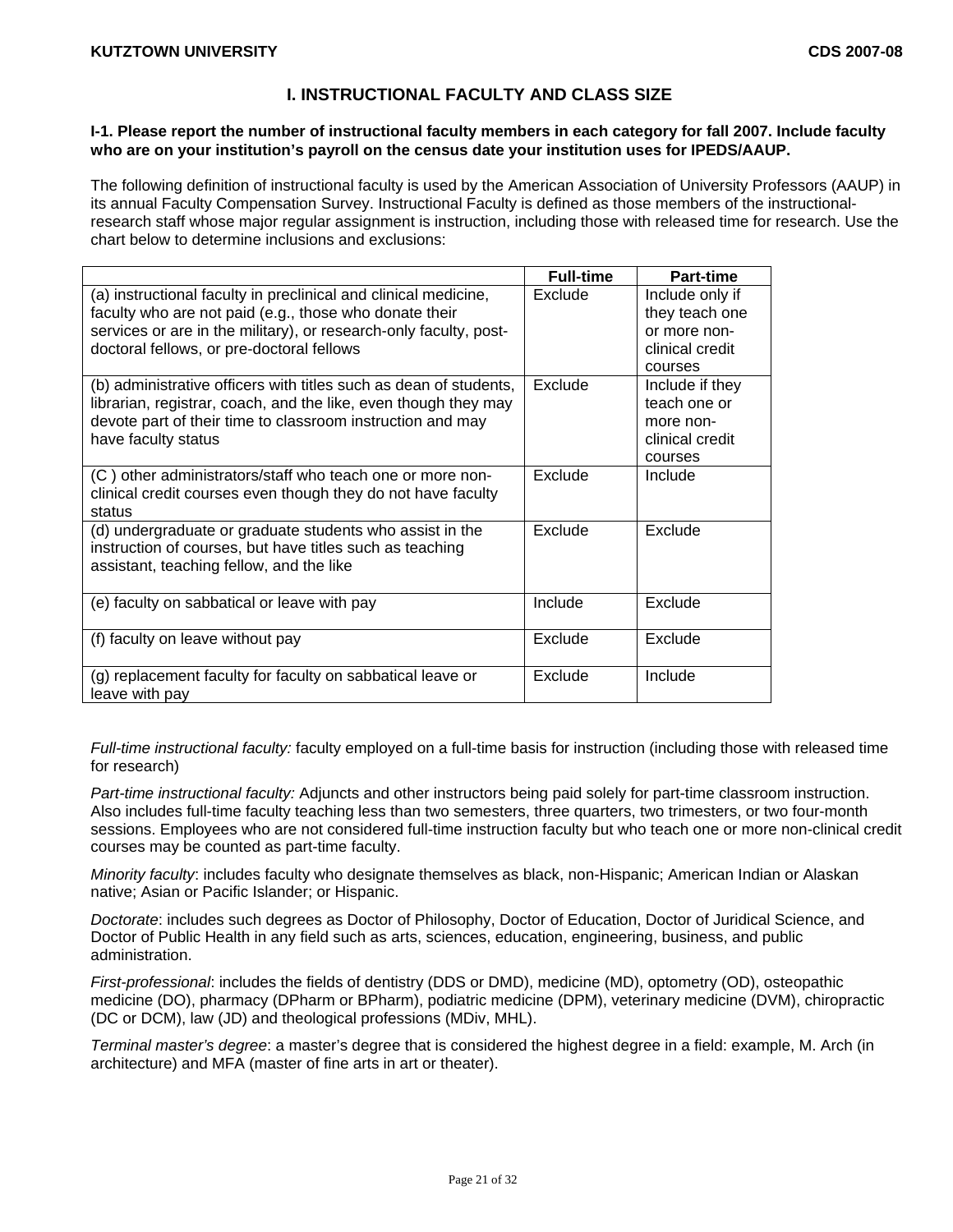# I. INSTRUCTIONAL FACULTY AND CLASS SIZE

**I-1. Please report the number of instructional faculty members in each category for fall 2007. Include faculty who are on your institution's payroll on the census date your institution uses for IPEDS/AAUP.**

The following definition of instructional faculty is used by the American Association of University Professors (AAUP) in its annual Faculty Compensation Survey. Instructional Faculty is defined as those members of the instructional-research staff whose major regular assignment is instruction, including those with released time for research. Use the chart below to determine inclusions and exclusions:

| | Full-time | Part-time |
|---|---|---|
| (a) instructional faculty in preclinical and clinical medicine, faculty who are not paid (e.g., those who donate their services or are in the military), or research-only faculty, post-doctoral fellows, or pre-doctoral fellows | Exclude | Include only if they teach one or more non-clinical credit courses |
| (b) administrative officers with titles such as dean of students, librarian, registrar, coach, and the like, even though they may devote part of their time to classroom instruction and may have faculty status | Exclude | Include if they teach one or more non-clinical credit courses |
| (C ) other administrators/staff who teach one or more non-clinical credit courses even though they do not have faculty status | Exclude | Include |
| (d) undergraduate or graduate students who assist in the instruction of courses, but have titles such as teaching assistant, teaching fellow, and the like | Exclude | Exclude |
| (e) faculty on sabbatical or leave with pay | Include | Exclude |
| (f) faculty on leave without pay | Exclude | Exclude |
| (g) replacement faculty for faculty on sabbatical leave or leave with pay | Exclude | Include |

*Full-time instructional faculty:* faculty employed on a full-time basis for instruction (including those with released time for research)

*Part-time instructional faculty:* Adjuncts and other instructors being paid solely for part-time classroom instruction. Also includes full-time faculty teaching less than two semesters, three quarters, two trimesters, or two four-month sessions. Employees who are not considered full-time instruction faculty but who teach one or more non-clinical credit courses may be counted as part-time faculty.

*Minority faculty*: includes faculty who designate themselves as black, non-Hispanic; American Indian or Alaskan native; Asian or Pacific Islander; or Hispanic.

*Doctorate*: includes such degrees as Doctor of Philosophy, Doctor of Education, Doctor of Juridical Science, and Doctor of Public Health in any field such as arts, sciences, education, engineering, business, and public administration.

*First-professional*: includes the fields of dentistry (DDS or DMD), medicine (MD), optometry (OD), osteopathic medicine (DO), pharmacy (DPharm or BPharm), podiatric medicine (DPM), veterinary medicine (DVM), chiropractic (DC or DCM), law (JD) and theological professions (MDiv, MHL).

*Terminal master's degree*: a master's degree that is considered the highest degree in a field: example, M. Arch (in architecture) and MFA (master of fine arts in art or theater).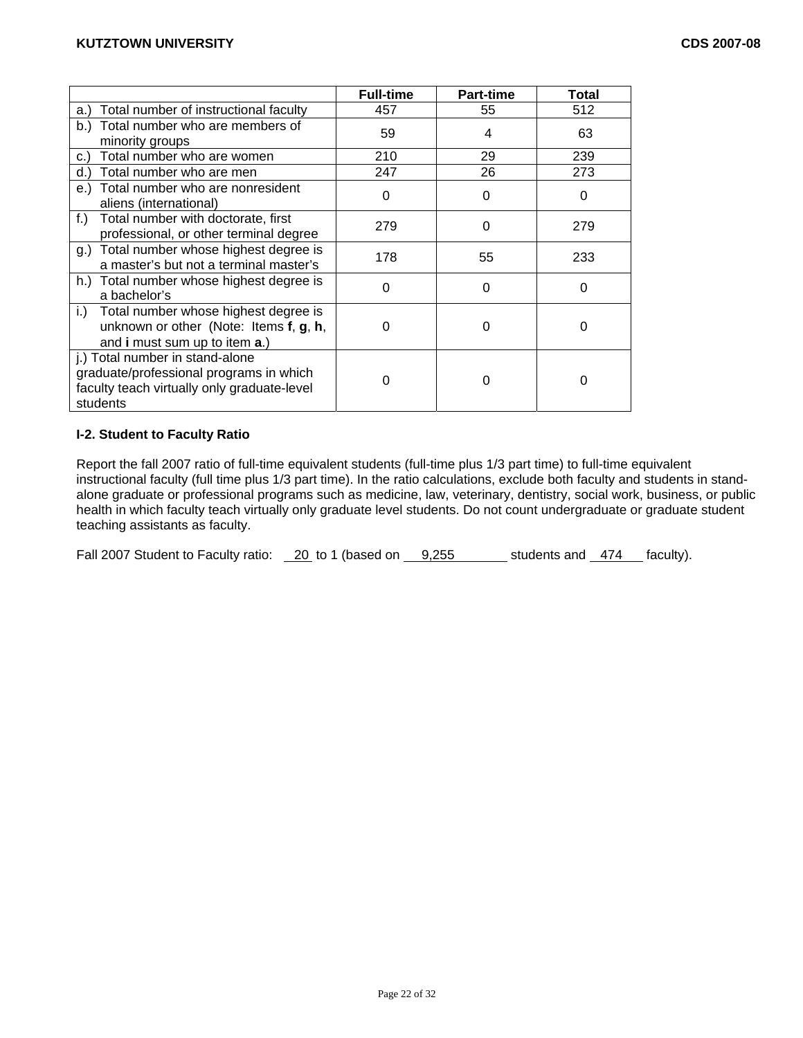| | Full-time | Part-time | Total |
|---|---|---|---|
| a.) Total number of instructional faculty | 457 | 55 | 512 |
| b.) Total number who are members of minority groups | 59 | 4 | 63 |
| c.) Total number who are women | 210 | 29 | 239 |
| d.) Total number who are men | 247 | 26 | 273 |
| e.) Total number who are nonresident aliens (international) | 0 | 0 | 0 |
| f.) Total number with doctorate, first professional, or other terminal degree | 279 | 0 | 279 |
| g.) Total number whose highest degree is a master's but not a terminal master's | 178 | 55 | 233 |
| h.) Total number whose highest degree is a bachelor's | 0 | 0 | 0 |
| i.) Total number whose highest degree is unknown or other (Note: Items **f**, **g**, **h**, and **i** must sum up to item **a**.) | 0 | 0 | 0 |
| j.) Total number in stand-alone graduate/professional programs in which faculty teach virtually only graduate-level students | 0 | 0 | 0 |

**I-2. Student to Faculty Ratio**

Report the fall 2007 ratio of full-time equivalent students (full-time plus 1/3 part time) to full-time equivalent instructional faculty (full time plus 1/3 part time). In the ratio calculations, exclude both faculty and students in stand-alone graduate or professional programs such as medicine, law, veterinary, dentistry, social work, business, or public health in which faculty teach virtually only graduate level students. Do not count undergraduate or graduate student teaching assistants as faculty.

Fall 2007 Student to Faculty ratio: 20 to 1 (based on 9,255 students and 474 faculty).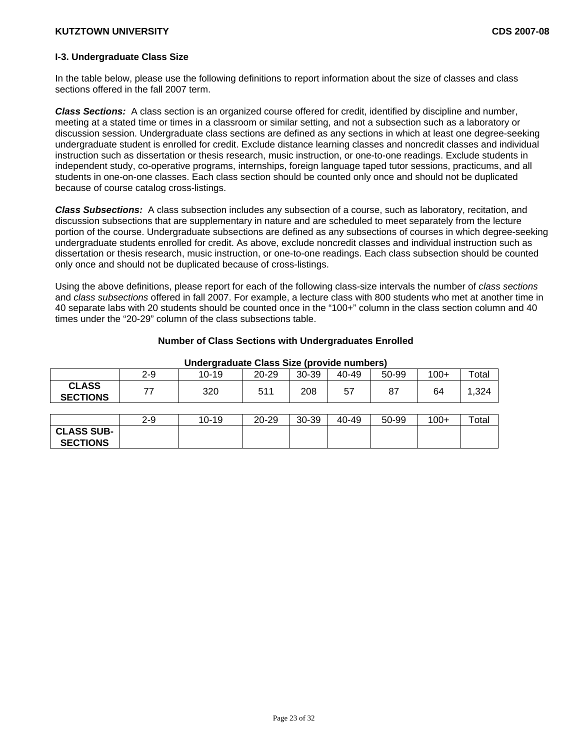### I-3. Undergraduate Class Size

In the table below, please use the following definitions to report information about the size of classes and class sections offered in the fall 2007 term.

***Class Sections:*** A class section is an organized course offered for credit, identified by discipline and number, meeting at a stated time or times in a classroom or similar setting, and not a subsection such as a laboratory or discussion session. Undergraduate class sections are defined as any sections in which at least one degree-seeking undergraduate student is enrolled for credit. Exclude distance learning classes and noncredit classes and individual instruction such as dissertation or thesis research, music instruction, or one-to-one readings. Exclude students in independent study, co-operative programs, internships, foreign language taped tutor sessions, practicums, and all students in one-on-one classes. Each class section should be counted only once and should not be duplicated because of course catalog cross-listings.

***Class Subsections:*** A class subsection includes any subsection of a course, such as laboratory, recitation, and discussion subsections that are supplementary in nature and are scheduled to meet separately from the lecture portion of the course. Undergraduate subsections are defined as any subsections of courses in which degree-seeking undergraduate students enrolled for credit. As above, exclude noncredit classes and individual instruction such as dissertation or thesis research, music instruction, or one-to-one readings. Each class subsection should be counted only once and should not be duplicated because of cross-listings.

Using the above definitions, please report for each of the following class-size intervals the number of *class sections* and *class subsections* offered in fall 2007. For example, a lecture class with 800 students who met at another time in 40 separate labs with 20 students should be counted once in the "100+" column in the class section column and 40 times under the "20-29" column of the class subsections table.

**Number of Class Sections with Undergraduates Enrolled**

**Undergraduate Class Size (provide numbers)**

| | 2-9 | 10-19 | 20-29 | 30-39 | 40-49 | 50-99 | 100+ | Total |
|---|---|---|---|---|---|---|---|---|
| **CLASS SECTIONS** | 77 | 320 | 511 | 208 | 57 | 87 | 64 | 1,324 |

| | 2-9 | 10-19 | 20-29 | 30-39 | 40-49 | 50-99 | 100+ | Total |
|---|---|---|---|---|---|---|---|---|
| **CLASS SUB-SECTIONS** | | | | | | | | |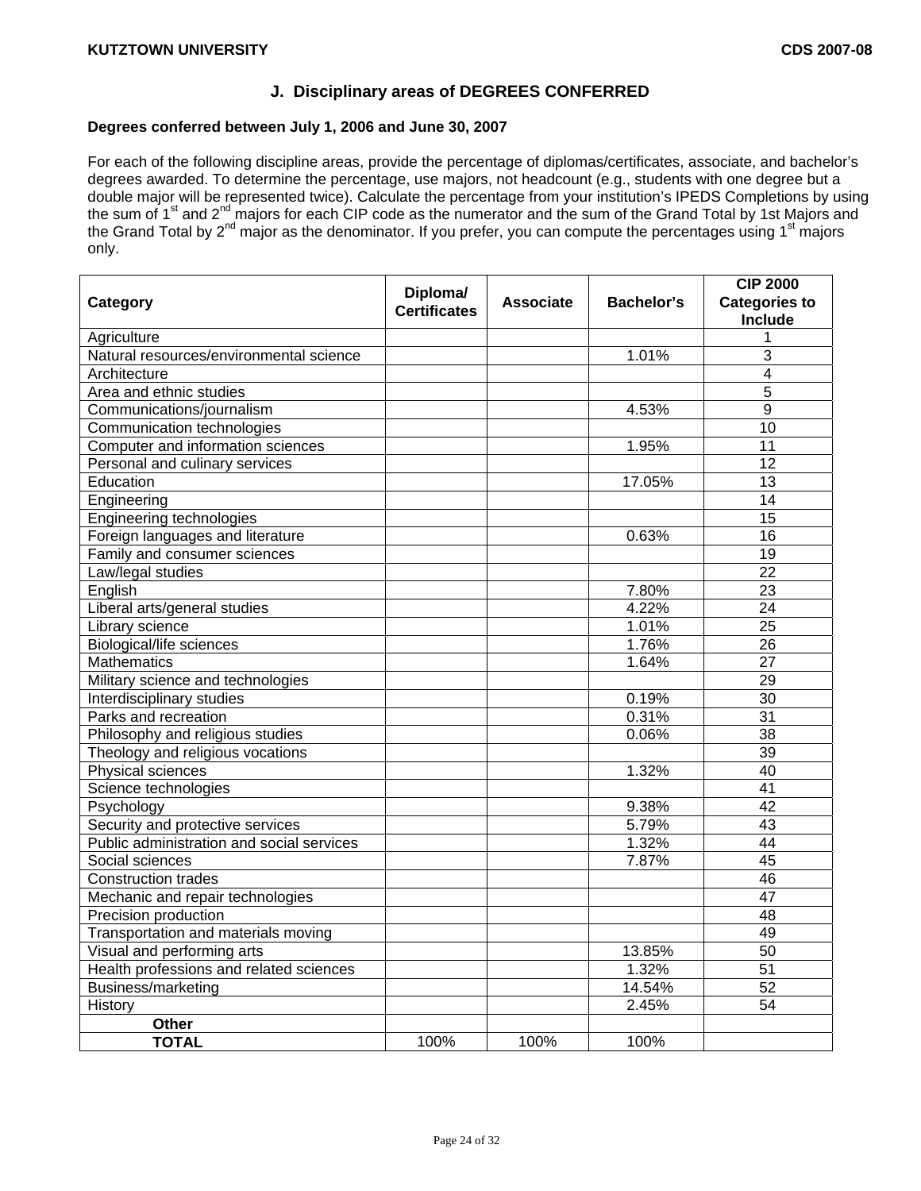## J. Disciplinary areas of DEGREES CONFERRED

**Degrees conferred between July 1, 2006 and June 30, 2007**

For each of the following discipline areas, provide the percentage of diplomas/certificates, associate, and bachelor's degrees awarded. To determine the percentage, use majors, not headcount (e.g., students with one degree but a double major will be represented twice). Calculate the percentage from your institution's IPEDS Completions by using the sum of 1st and 2nd majors for each CIP code as the numerator and the sum of the Grand Total by 1st Majors and the Grand Total by 2nd major as the denominator. If you prefer, you can compute the percentages using 1st majors only.

| Category | Diploma/ Certificates | Associate | Bachelor's | CIP 2000 Categories to Include |
|---|---|---|---|---|
| Agriculture | | | | 1 |
| Natural resources/environmental science | | | 1.01% | 3 |
| Architecture | | | | 4 |
| Area and ethnic studies | | | | 5 |
| Communications/journalism | | | 4.53% | 9 |
| Communication technologies | | | | 10 |
| Computer and information sciences | | | 1.95% | 11 |
| Personal and culinary services | | | | 12 |
| Education | | | 17.05% | 13 |
| Engineering | | | | 14 |
| Engineering technologies | | | | 15 |
| Foreign languages and literature | | | 0.63% | 16 |
| Family and consumer sciences | | | | 19 |
| Law/legal studies | | | | 22 |
| English | | | 7.80% | 23 |
| Liberal arts/general studies | | | 4.22% | 24 |
| Library science | | | 1.01% | 25 |
| Biological/life sciences | | | 1.76% | 26 |
| Mathematics | | | 1.64% | 27 |
| Military science and technologies | | | | 29 |
| Interdisciplinary studies | | | 0.19% | 30 |
| Parks and recreation | | | 0.31% | 31 |
| Philosophy and religious studies | | | 0.06% | 38 |
| Theology and religious vocations | | | | 39 |
| Physical sciences | | | 1.32% | 40 |
| Science technologies | | | | 41 |
| Psychology | | | 9.38% | 42 |
| Security and protective services | | | 5.79% | 43 |
| Public administration and social services | | | 1.32% | 44 |
| Social sciences | | | 7.87% | 45 |
| Construction trades | | | | 46 |
| Mechanic and repair technologies | | | | 47 |
| Precision production | | | | 48 |
| Transportation and materials moving | | | | 49 |
| Visual and performing arts | | | 13.85% | 50 |
| Health professions and related sciences | | | 1.32% | 51 |
| Business/marketing | | | 14.54% | 52 |
| History | | | 2.45% | 54 |
| **Other** | | | | |
| **TOTAL** | 100% | 100% | 100% | |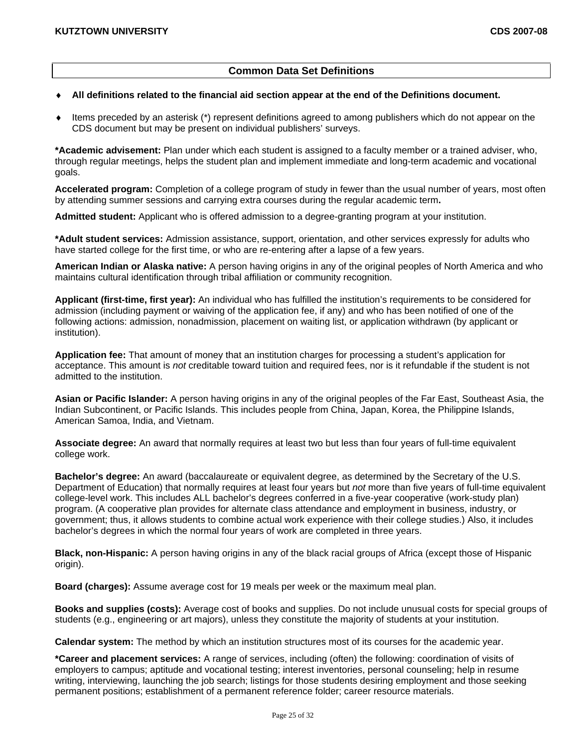## Common Data Set Definitions

- **All definitions related to the financial aid section appear at the end of the Definitions document.**
- Items preceded by an asterisk (*) represent definitions agreed to among publishers which do not appear on the CDS document but may be present on individual publishers' surveys.

**\*Academic advisement:** Plan under which each student is assigned to a faculty member or a trained adviser, who, through regular meetings, helps the student plan and implement immediate and long-term academic and vocational goals.

**Accelerated program:** Completion of a college program of study in fewer than the usual number of years, most often by attending summer sessions and carrying extra courses during the regular academic term**.**

**Admitted student:** Applicant who is offered admission to a degree-granting program at your institution.

**\*Adult student services:** Admission assistance, support, orientation, and other services expressly for adults who have started college for the first time, or who are re-entering after a lapse of a few years.

**American Indian or Alaska native:** A person having origins in any of the original peoples of North America and who maintains cultural identification through tribal affiliation or community recognition.

**Applicant (first-time, first year):** An individual who has fulfilled the institution's requirements to be considered for admission (including payment or waiving of the application fee, if any) and who has been notified of one of the following actions: admission, nonadmission, placement on waiting list, or application withdrawn (by applicant or institution).

**Application fee:** That amount of money that an institution charges for processing a student's application for acceptance. This amount is *not* creditable toward tuition and required fees, nor is it refundable if the student is not admitted to the institution.

**Asian or Pacific Islander:** A person having origins in any of the original peoples of the Far East, Southeast Asia, the Indian Subcontinent, or Pacific Islands. This includes people from China, Japan, Korea, the Philippine Islands, American Samoa, India, and Vietnam.

**Associate degree:** An award that normally requires at least two but less than four years of full-time equivalent college work.

**Bachelor's degree:** An award (baccalaureate or equivalent degree, as determined by the Secretary of the U.S. Department of Education) that normally requires at least four years but *not* more than five years of full-time equivalent college-level work. This includes ALL bachelor's degrees conferred in a five-year cooperative (work-study plan) program. (A cooperative plan provides for alternate class attendance and employment in business, industry, or government; thus, it allows students to combine actual work experience with their college studies.) Also, it includes bachelor's degrees in which the normal four years of work are completed in three years.

**Black, non-Hispanic:** A person having origins in any of the black racial groups of Africa (except those of Hispanic origin).

**Board (charges):** Assume average cost for 19 meals per week or the maximum meal plan.

**Books and supplies (costs):** Average cost of books and supplies. Do not include unusual costs for special groups of students (e.g., engineering or art majors), unless they constitute the majority of students at your institution.

**Calendar system:** The method by which an institution structures most of its courses for the academic year.

**\*Career and placement services:** A range of services, including (often) the following: coordination of visits of employers to campus; aptitude and vocational testing; interest inventories, personal counseling; help in resume writing, interviewing, launching the job search; listings for those students desiring employment and those seeking permanent positions; establishment of a permanent reference folder; career resource materials.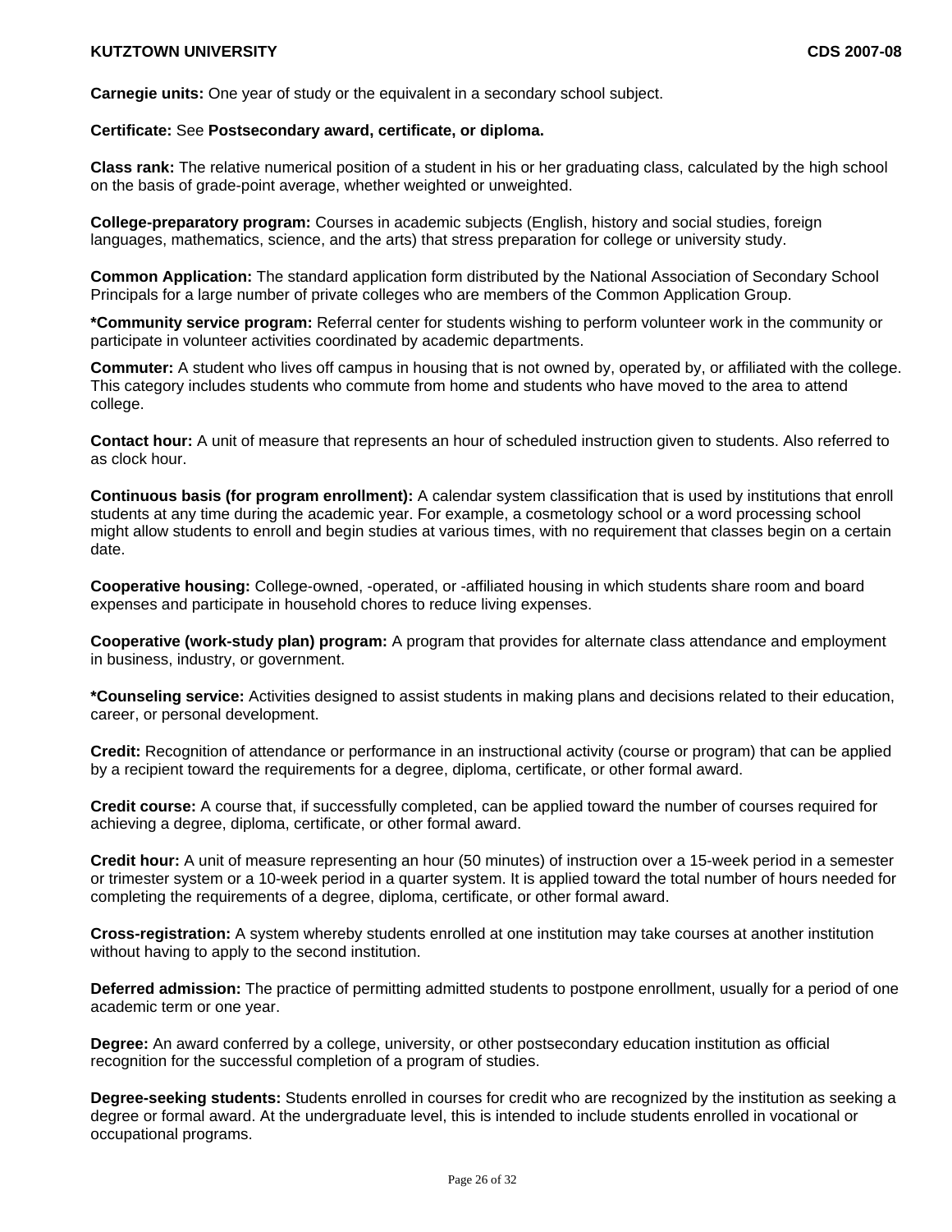**Carnegie units:** One year of study or the equivalent in a secondary school subject.

**Certificate:** See **Postsecondary award, certificate, or diploma.**

**Class rank:** The relative numerical position of a student in his or her graduating class, calculated by the high school on the basis of grade-point average, whether weighted or unweighted.

**College-preparatory program:** Courses in academic subjects (English, history and social studies, foreign languages, mathematics, science, and the arts) that stress preparation for college or university study.

**Common Application:** The standard application form distributed by the National Association of Secondary School Principals for a large number of private colleges who are members of the Common Application Group.

***Community service program:** Referral center for students wishing to perform volunteer work in the community or participate in volunteer activities coordinated by academic departments.

**Commuter:** A student who lives off campus in housing that is not owned by, operated by, or affiliated with the college. This category includes students who commute from home and students who have moved to the area to attend college.

**Contact hour:** A unit of measure that represents an hour of scheduled instruction given to students. Also referred to as clock hour.

**Continuous basis (for program enrollment):** A calendar system classification that is used by institutions that enroll students at any time during the academic year. For example, a cosmetology school or a word processing school might allow students to enroll and begin studies at various times, with no requirement that classes begin on a certain date.

**Cooperative housing:** College-owned, -operated, or -affiliated housing in which students share room and board expenses and participate in household chores to reduce living expenses.

**Cooperative (work-study plan) program:** A program that provides for alternate class attendance and employment in business, industry, or government.

***Counseling service:** Activities designed to assist students in making plans and decisions related to their education, career, or personal development.

**Credit:** Recognition of attendance or performance in an instructional activity (course or program) that can be applied by a recipient toward the requirements for a degree, diploma, certificate, or other formal award.

**Credit course:** A course that, if successfully completed, can be applied toward the number of courses required for achieving a degree, diploma, certificate, or other formal award.

**Credit hour:** A unit of measure representing an hour (50 minutes) of instruction over a 15-week period in a semester or trimester system or a 10-week period in a quarter system. It is applied toward the total number of hours needed for completing the requirements of a degree, diploma, certificate, or other formal award.

**Cross-registration:** A system whereby students enrolled at one institution may take courses at another institution without having to apply to the second institution.

**Deferred admission:** The practice of permitting admitted students to postpone enrollment, usually for a period of one academic term or one year.

**Degree:** An award conferred by a college, university, or other postsecondary education institution as official recognition for the successful completion of a program of studies.

**Degree-seeking students:** Students enrolled in courses for credit who are recognized by the institution as seeking a degree or formal award. At the undergraduate level, this is intended to include students enrolled in vocational or occupational programs.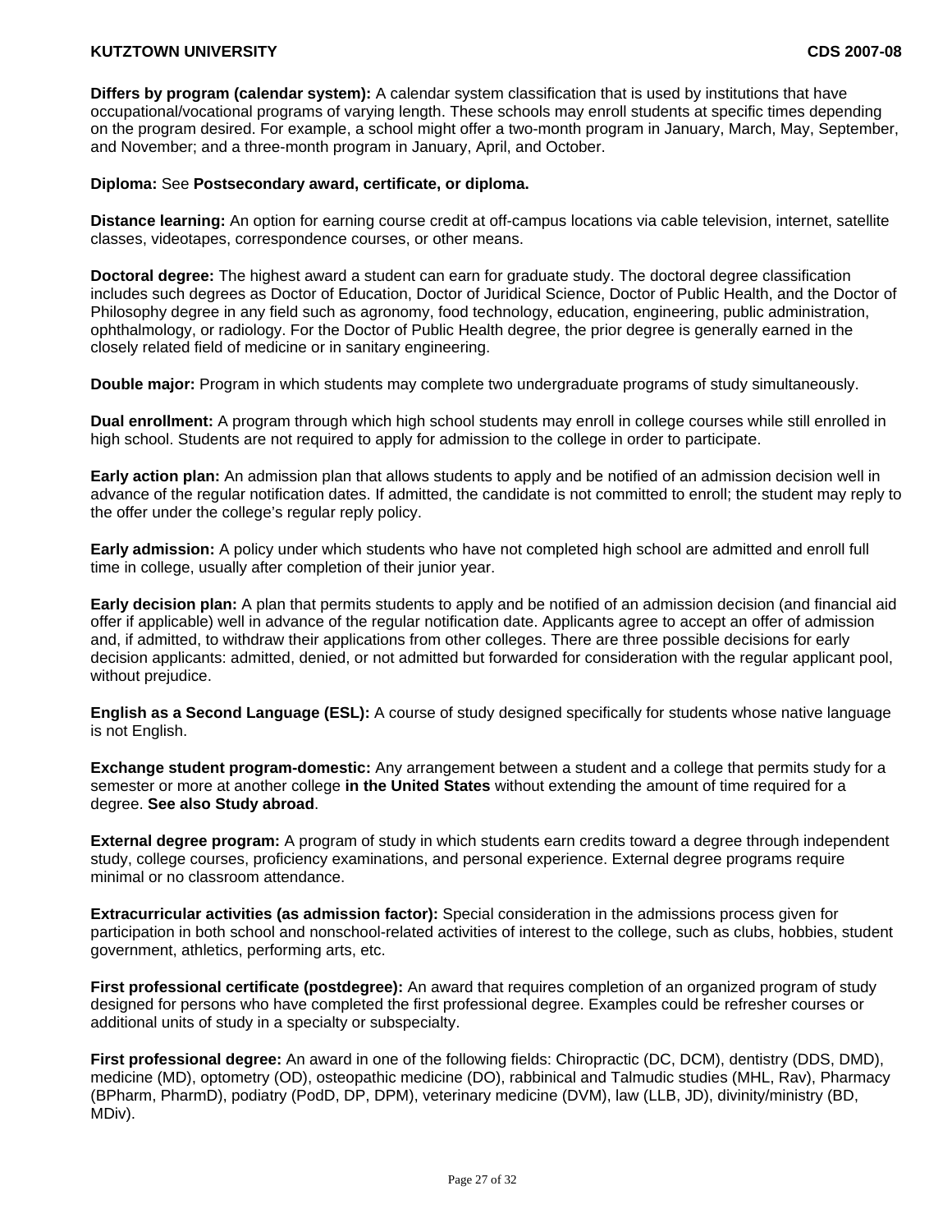**Differs by program (calendar system):** A calendar system classification that is used by institutions that have occupational/vocational programs of varying length. These schools may enroll students at specific times depending on the program desired. For example, a school might offer a two-month program in January, March, May, September, and November; and a three-month program in January, April, and October.

**Diploma:** See **Postsecondary award, certificate, or diploma.**

**Distance learning:** An option for earning course credit at off-campus locations via cable television, internet, satellite classes, videotapes, correspondence courses, or other means.

**Doctoral degree:** The highest award a student can earn for graduate study. The doctoral degree classification includes such degrees as Doctor of Education, Doctor of Juridical Science, Doctor of Public Health, and the Doctor of Philosophy degree in any field such as agronomy, food technology, education, engineering, public administration, ophthalmology, or radiology. For the Doctor of Public Health degree, the prior degree is generally earned in the closely related field of medicine or in sanitary engineering.

**Double major:** Program in which students may complete two undergraduate programs of study simultaneously.

**Dual enrollment:** A program through which high school students may enroll in college courses while still enrolled in high school. Students are not required to apply for admission to the college in order to participate.

**Early action plan:** An admission plan that allows students to apply and be notified of an admission decision well in advance of the regular notification dates. If admitted, the candidate is not committed to enroll; the student may reply to the offer under the college's regular reply policy.

**Early admission:** A policy under which students who have not completed high school are admitted and enroll full time in college, usually after completion of their junior year.

**Early decision plan:** A plan that permits students to apply and be notified of an admission decision (and financial aid offer if applicable) well in advance of the regular notification date. Applicants agree to accept an offer of admission and, if admitted, to withdraw their applications from other colleges. There are three possible decisions for early decision applicants: admitted, denied, or not admitted but forwarded for consideration with the regular applicant pool, without prejudice.

**English as a Second Language (ESL):** A course of study designed specifically for students whose native language is not English.

**Exchange student program-domestic:** Any arrangement between a student and a college that permits study for a semester or more at another college **in the United States** without extending the amount of time required for a degree. **See also Study abroad**.

**External degree program:** A program of study in which students earn credits toward a degree through independent study, college courses, proficiency examinations, and personal experience. External degree programs require minimal or no classroom attendance.

**Extracurricular activities (as admission factor):** Special consideration in the admissions process given for participation in both school and nonschool-related activities of interest to the college, such as clubs, hobbies, student government, athletics, performing arts, etc.

**First professional certificate (postdegree):** An award that requires completion of an organized program of study designed for persons who have completed the first professional degree. Examples could be refresher courses or additional units of study in a specialty or subspecialty.

**First professional degree:** An award in one of the following fields: Chiropractic (DC, DCM), dentistry (DDS, DMD), medicine (MD), optometry (OD), osteopathic medicine (DO), rabbinical and Talmudic studies (MHL, Rav), Pharmacy (BPharm, PharmD), podiatry (PodD, DP, DPM), veterinary medicine (DVM), law (LLB, JD), divinity/ministry (BD, MDiv).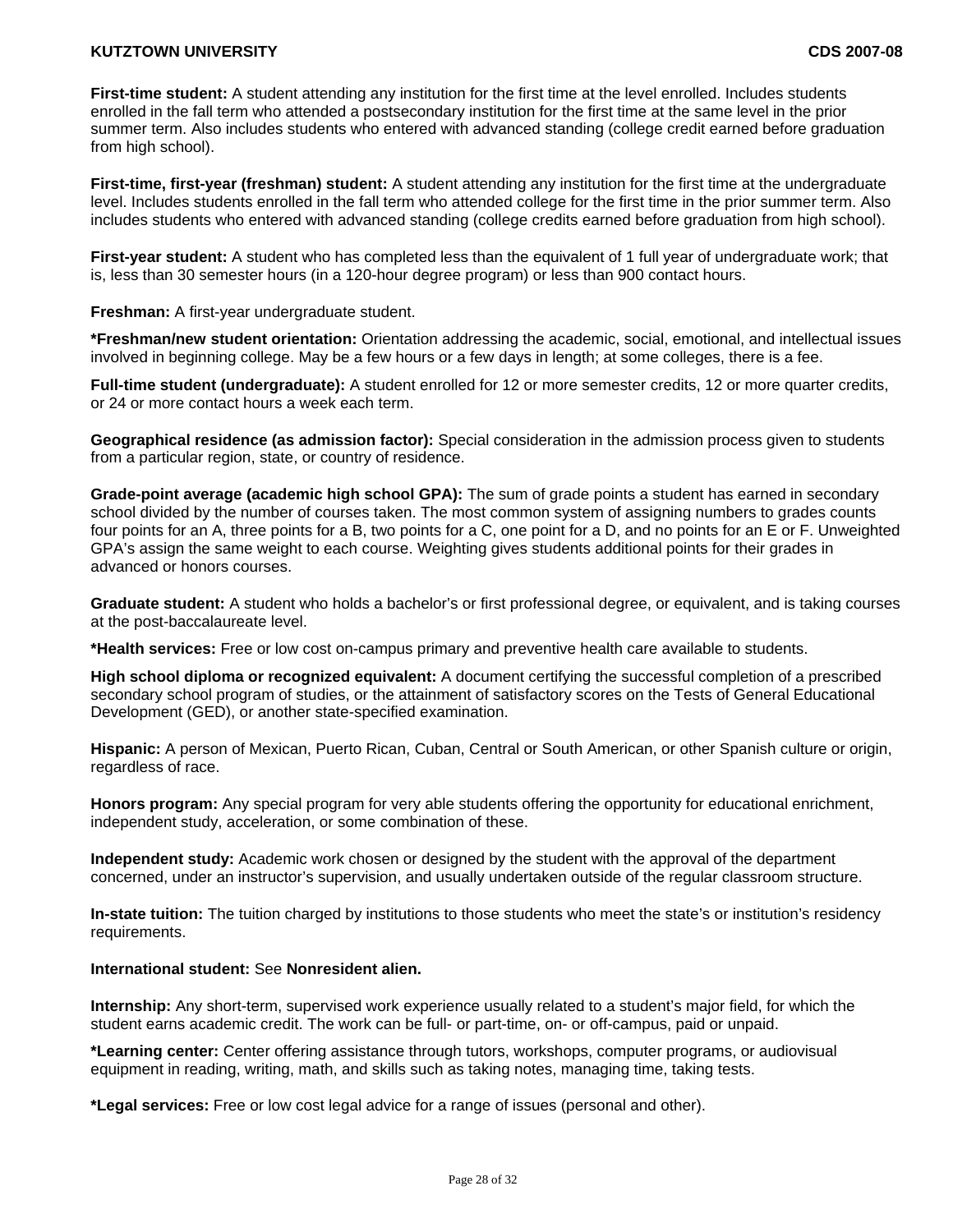**First-time student:** A student attending any institution for the first time at the level enrolled. Includes students enrolled in the fall term who attended a postsecondary institution for the first time at the same level in the prior summer term. Also includes students who entered with advanced standing (college credit earned before graduation from high school).

**First-time, first-year (freshman) student:** A student attending any institution for the first time at the undergraduate level. Includes students enrolled in the fall term who attended college for the first time in the prior summer term. Also includes students who entered with advanced standing (college credits earned before graduation from high school).

**First-year student:** A student who has completed less than the equivalent of 1 full year of undergraduate work; that is, less than 30 semester hours (in a 120-hour degree program) or less than 900 contact hours.

**Freshman:** A first-year undergraduate student.

**\*Freshman/new student orientation:** Orientation addressing the academic, social, emotional, and intellectual issues involved in beginning college. May be a few hours or a few days in length; at some colleges, there is a fee.

**Full-time student (undergraduate):** A student enrolled for 12 or more semester credits, 12 or more quarter credits, or 24 or more contact hours a week each term.

**Geographical residence (as admission factor):** Special consideration in the admission process given to students from a particular region, state, or country of residence.

**Grade-point average (academic high school GPA):** The sum of grade points a student has earned in secondary school divided by the number of courses taken. The most common system of assigning numbers to grades counts four points for an A, three points for a B, two points for a C, one point for a D, and no points for an E or F. Unweighted GPA's assign the same weight to each course. Weighting gives students additional points for their grades in advanced or honors courses.

**Graduate student:** A student who holds a bachelor's or first professional degree, or equivalent, and is taking courses at the post-baccalaureate level.

**\*Health services:** Free or low cost on-campus primary and preventive health care available to students.

**High school diploma or recognized equivalent:** A document certifying the successful completion of a prescribed secondary school program of studies, or the attainment of satisfactory scores on the Tests of General Educational Development (GED), or another state-specified examination.

**Hispanic:** A person of Mexican, Puerto Rican, Cuban, Central or South American, or other Spanish culture or origin, regardless of race.

**Honors program:** Any special program for very able students offering the opportunity for educational enrichment, independent study, acceleration, or some combination of these.

**Independent study:** Academic work chosen or designed by the student with the approval of the department concerned, under an instructor's supervision, and usually undertaken outside of the regular classroom structure.

**In-state tuition:** The tuition charged by institutions to those students who meet the state's or institution's residency requirements.

**International student:** See **Nonresident alien.**

**Internship:** Any short-term, supervised work experience usually related to a student's major field, for which the student earns academic credit. The work can be full- or part-time, on- or off-campus, paid or unpaid.

**\*Learning center:** Center offering assistance through tutors, workshops, computer programs, or audiovisual equipment in reading, writing, math, and skills such as taking notes, managing time, taking tests.

**\*Legal services:** Free or low cost legal advice for a range of issues (personal and other).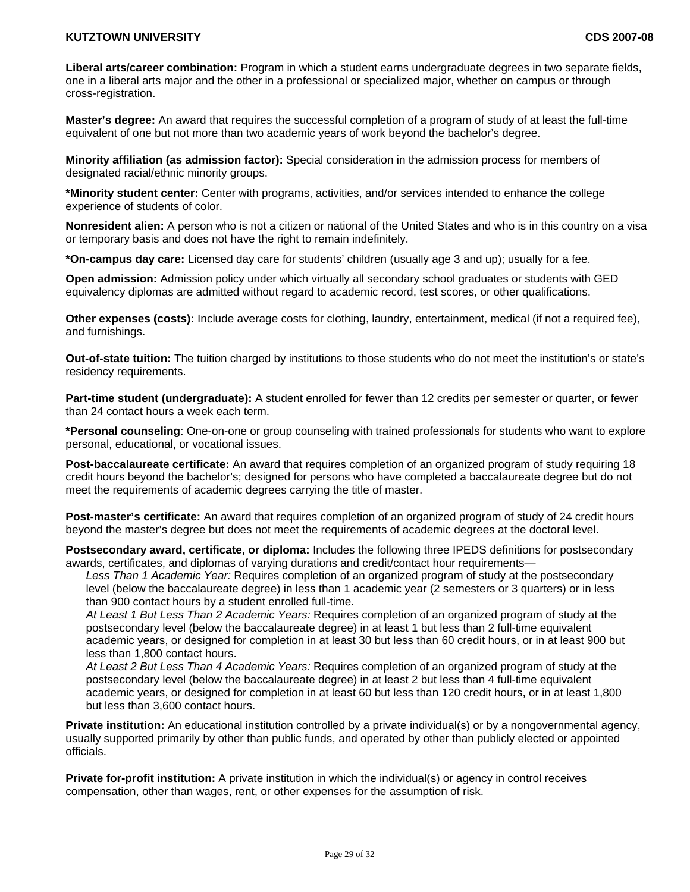**Liberal arts/career combination:** Program in which a student earns undergraduate degrees in two separate fields, one in a liberal arts major and the other in a professional or specialized major, whether on campus or through cross-registration.

**Master's degree:** An award that requires the successful completion of a program of study of at least the full-time equivalent of one but not more than two academic years of work beyond the bachelor's degree.

**Minority affiliation (as admission factor):** Special consideration in the admission process for members of designated racial/ethnic minority groups.

**\*Minority student center:** Center with programs, activities, and/or services intended to enhance the college experience of students of color.

**Nonresident alien:** A person who is not a citizen or national of the United States and who is in this country on a visa or temporary basis and does not have the right to remain indefinitely.

**\*On-campus day care:** Licensed day care for students' children (usually age 3 and up); usually for a fee.

**Open admission:** Admission policy under which virtually all secondary school graduates or students with GED equivalency diplomas are admitted without regard to academic record, test scores, or other qualifications.

**Other expenses (costs):** Include average costs for clothing, laundry, entertainment, medical (if not a required fee), and furnishings.

**Out-of-state tuition:** The tuition charged by institutions to those students who do not meet the institution's or state's residency requirements.

**Part-time student (undergraduate):** A student enrolled for fewer than 12 credits per semester or quarter, or fewer than 24 contact hours a week each term.

**\*Personal counseling**: One-on-one or group counseling with trained professionals for students who want to explore personal, educational, or vocational issues.

**Post-baccalaureate certificate:** An award that requires completion of an organized program of study requiring 18 credit hours beyond the bachelor's; designed for persons who have completed a baccalaureate degree but do not meet the requirements of academic degrees carrying the title of master.

**Post-master's certificate:** An award that requires completion of an organized program of study of 24 credit hours beyond the master's degree but does not meet the requirements of academic degrees at the doctoral level.

**Postsecondary award, certificate, or diploma:** Includes the following three IPEDS definitions for postsecondary awards, certificates, and diplomas of varying durations and credit/contact hour requirements—

*Less Than 1 Academic Year:* Requires completion of an organized program of study at the postsecondary level (below the baccalaureate degree) in less than 1 academic year (2 semesters or 3 quarters) or in less than 900 contact hours by a student enrolled full-time.

*At Least 1 But Less Than 2 Academic Years:* Requires completion of an organized program of study at the postsecondary level (below the baccalaureate degree) in at least 1 but less than 2 full-time equivalent academic years, or designed for completion in at least 30 but less than 60 credit hours, or in at least 900 but less than 1,800 contact hours.

*At Least 2 But Less Than 4 Academic Years:* Requires completion of an organized program of study at the postsecondary level (below the baccalaureate degree) in at least 2 but less than 4 full-time equivalent academic years, or designed for completion in at least 60 but less than 120 credit hours, or in at least 1,800 but less than 3,600 contact hours.

**Private institution:** An educational institution controlled by a private individual(s) or by a nongovernmental agency, usually supported primarily by other than public funds, and operated by other than publicly elected or appointed officials.

**Private for-profit institution:** A private institution in which the individual(s) or agency in control receives compensation, other than wages, rent, or other expenses for the assumption of risk.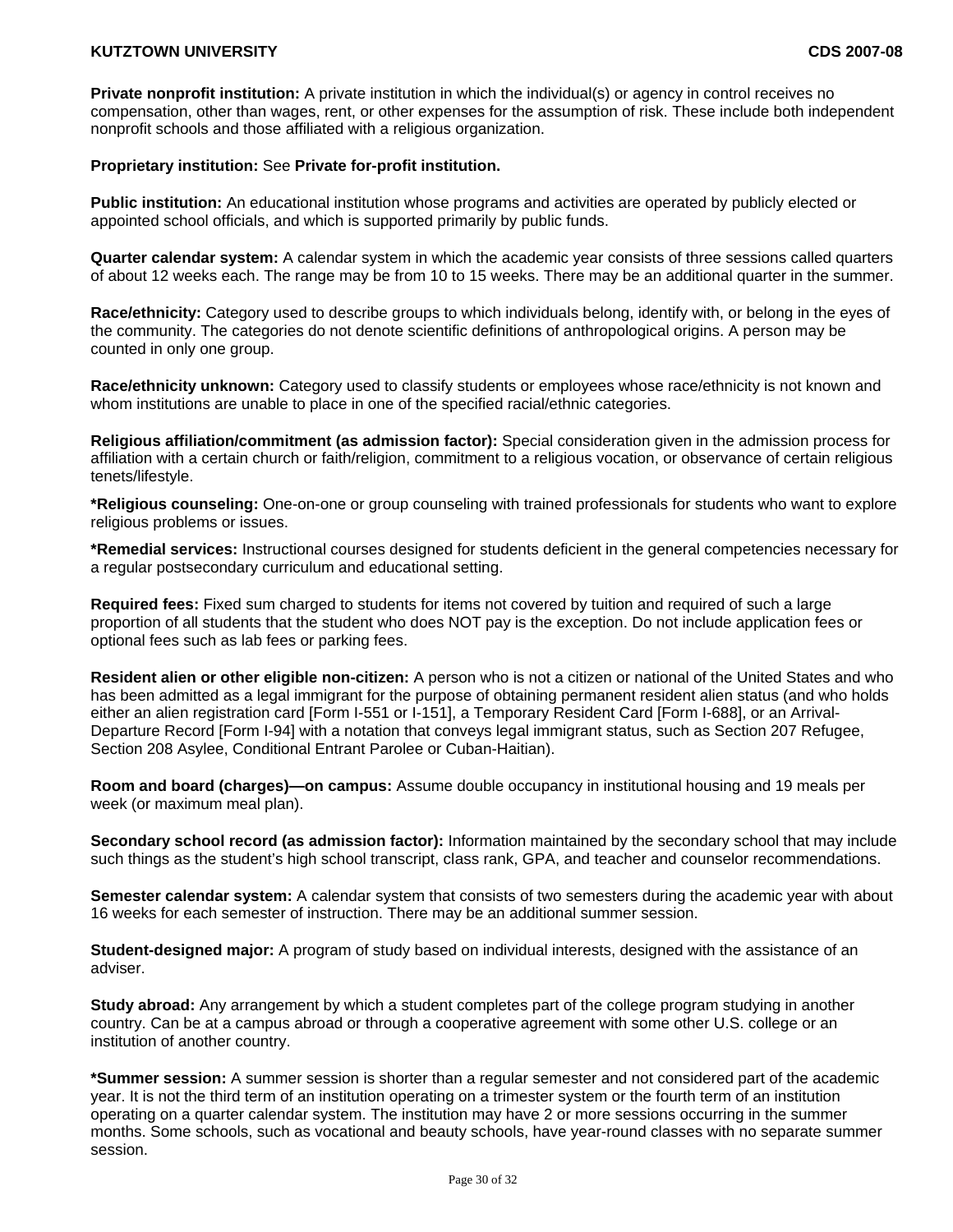**Private nonprofit institution:** A private institution in which the individual(s) or agency in control receives no compensation, other than wages, rent, or other expenses for the assumption of risk. These include both independent nonprofit schools and those affiliated with a religious organization.

**Proprietary institution:** See **Private for-profit institution.**

**Public institution:** An educational institution whose programs and activities are operated by publicly elected or appointed school officials, and which is supported primarily by public funds.

**Quarter calendar system:** A calendar system in which the academic year consists of three sessions called quarters of about 12 weeks each. The range may be from 10 to 15 weeks. There may be an additional quarter in the summer.

**Race/ethnicity:** Category used to describe groups to which individuals belong, identify with, or belong in the eyes of the community. The categories do not denote scientific definitions of anthropological origins. A person may be counted in only one group.

**Race/ethnicity unknown:** Category used to classify students or employees whose race/ethnicity is not known and whom institutions are unable to place in one of the specified racial/ethnic categories.

**Religious affiliation/commitment (as admission factor):** Special consideration given in the admission process for affiliation with a certain church or faith/religion, commitment to a religious vocation, or observance of certain religious tenets/lifestyle.

**\*Religious counseling:** One-on-one or group counseling with trained professionals for students who want to explore religious problems or issues.

**\*Remedial services:** Instructional courses designed for students deficient in the general competencies necessary for a regular postsecondary curriculum and educational setting.

**Required fees:** Fixed sum charged to students for items not covered by tuition and required of such a large proportion of all students that the student who does NOT pay is the exception. Do not include application fees or optional fees such as lab fees or parking fees.

**Resident alien or other eligible non-citizen:** A person who is not a citizen or national of the United States and who has been admitted as a legal immigrant for the purpose of obtaining permanent resident alien status (and who holds either an alien registration card [Form I-551 or I-151], a Temporary Resident Card [Form I-688], or an Arrival-Departure Record [Form I-94] with a notation that conveys legal immigrant status, such as Section 207 Refugee, Section 208 Asylee, Conditional Entrant Parolee or Cuban-Haitian).

**Room and board (charges)—on campus:** Assume double occupancy in institutional housing and 19 meals per week (or maximum meal plan).

**Secondary school record (as admission factor):** Information maintained by the secondary school that may include such things as the student's high school transcript, class rank, GPA, and teacher and counselor recommendations.

**Semester calendar system:** A calendar system that consists of two semesters during the academic year with about 16 weeks for each semester of instruction. There may be an additional summer session.

**Student-designed major:** A program of study based on individual interests, designed with the assistance of an adviser.

**Study abroad:** Any arrangement by which a student completes part of the college program studying in another country. Can be at a campus abroad or through a cooperative agreement with some other U.S. college or an institution of another country.

**\*Summer session:** A summer session is shorter than a regular semester and not considered part of the academic year. It is not the third term of an institution operating on a trimester system or the fourth term of an institution operating on a quarter calendar system. The institution may have 2 or more sessions occurring in the summer months. Some schools, such as vocational and beauty schools, have year-round classes with no separate summer session.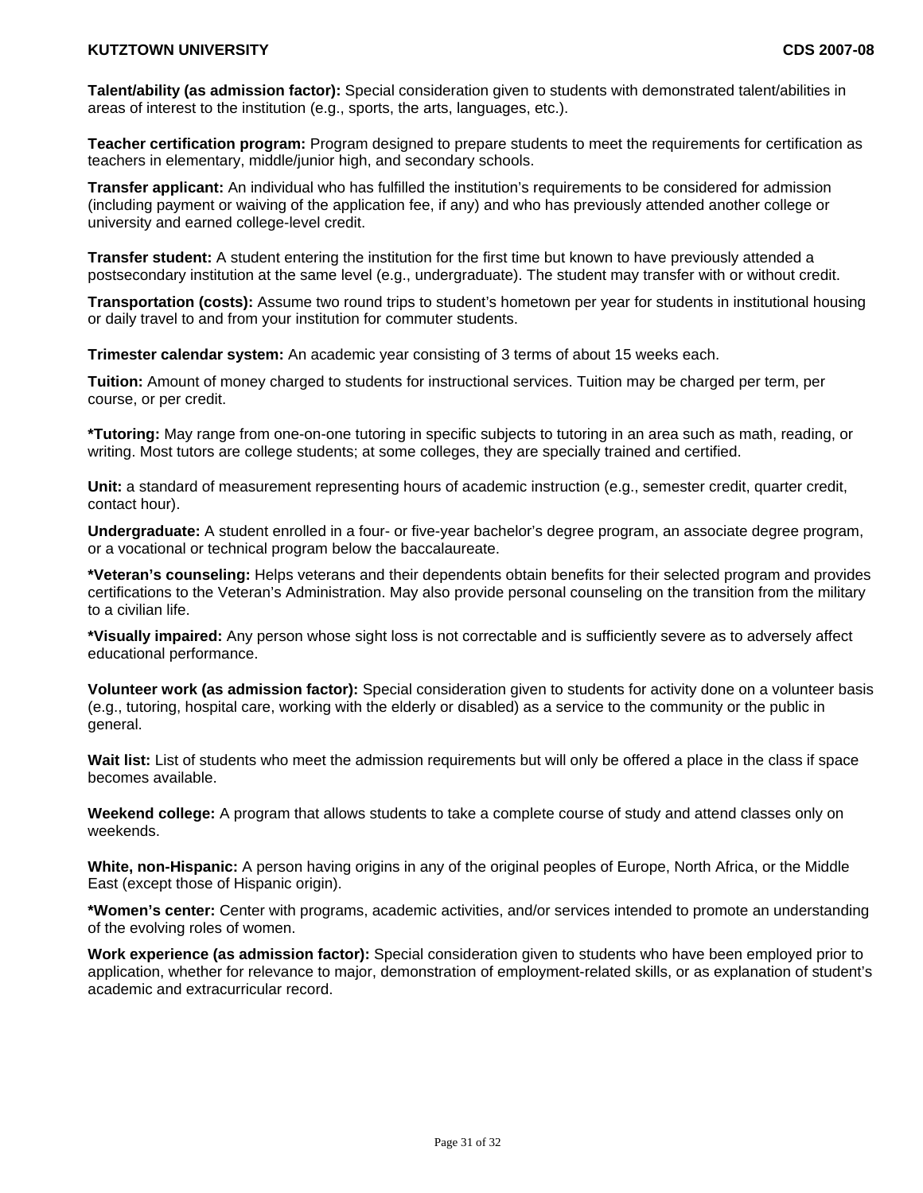**Talent/ability (as admission factor):** Special consideration given to students with demonstrated talent/abilities in areas of interest to the institution (e.g., sports, the arts, languages, etc.).

**Teacher certification program:** Program designed to prepare students to meet the requirements for certification as teachers in elementary, middle/junior high, and secondary schools.

**Transfer applicant:** An individual who has fulfilled the institution's requirements to be considered for admission (including payment or waiving of the application fee, if any) and who has previously attended another college or university and earned college-level credit.

**Transfer student:** A student entering the institution for the first time but known to have previously attended a postsecondary institution at the same level (e.g., undergraduate). The student may transfer with or without credit.

**Transportation (costs):** Assume two round trips to student's hometown per year for students in institutional housing or daily travel to and from your institution for commuter students.

**Trimester calendar system:** An academic year consisting of 3 terms of about 15 weeks each.

**Tuition:** Amount of money charged to students for instructional services. Tuition may be charged per term, per course, or per credit.

**\*Tutoring:** May range from one-on-one tutoring in specific subjects to tutoring in an area such as math, reading, or writing. Most tutors are college students; at some colleges, they are specially trained and certified.

**Unit:** a standard of measurement representing hours of academic instruction (e.g., semester credit, quarter credit, contact hour).

**Undergraduate:** A student enrolled in a four- or five-year bachelor's degree program, an associate degree program, or a vocational or technical program below the baccalaureate.

**\*Veteran's counseling:** Helps veterans and their dependents obtain benefits for their selected program and provides certifications to the Veteran's Administration. May also provide personal counseling on the transition from the military to a civilian life.

**\*Visually impaired:** Any person whose sight loss is not correctable and is sufficiently severe as to adversely affect educational performance.

**Volunteer work (as admission factor):** Special consideration given to students for activity done on a volunteer basis (e.g., tutoring, hospital care, working with the elderly or disabled) as a service to the community or the public in general.

**Wait list:** List of students who meet the admission requirements but will only be offered a place in the class if space becomes available.

**Weekend college:** A program that allows students to take a complete course of study and attend classes only on weekends.

**White, non-Hispanic:** A person having origins in any of the original peoples of Europe, North Africa, or the Middle East (except those of Hispanic origin).

**\*Women's center:** Center with programs, academic activities, and/or services intended to promote an understanding of the evolving roles of women.

**Work experience (as admission factor):** Special consideration given to students who have been employed prior to application, whether for relevance to major, demonstration of employment-related skills, or as explanation of student's academic and extracurricular record.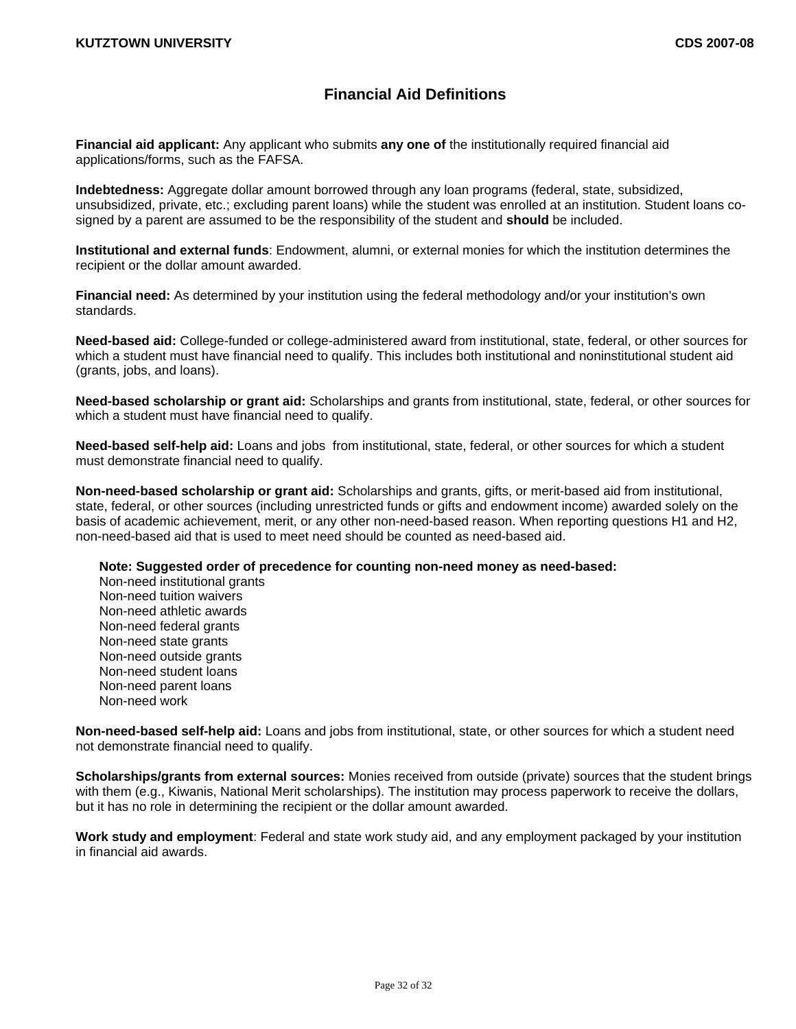# Financial Aid Definitions

**Financial aid applicant:** Any applicant who submits **any one of** the institutionally required financial aid applications/forms, such as the FAFSA.

**Indebtedness:** Aggregate dollar amount borrowed through any loan programs (federal, state, subsidized, unsubsidized, private, etc.; excluding parent loans) while the student was enrolled at an institution. Student loans co-signed by a parent are assumed to be the responsibility of the student and **should** be included.

**Institutional and external funds**: Endowment, alumni, or external monies for which the institution determines the recipient or the dollar amount awarded.

**Financial need:** As determined by your institution using the federal methodology and/or your institution's own standards.

**Need-based aid:** College-funded or college-administered award from institutional, state, federal, or other sources for which a student must have financial need to qualify. This includes both institutional and noninstitutional student aid (grants, jobs, and loans).

**Need-based scholarship or grant aid:** Scholarships and grants from institutional, state, federal, or other sources for which a student must have financial need to qualify.

**Need-based self-help aid:** Loans and jobs from institutional, state, federal, or other sources for which a student must demonstrate financial need to qualify.

**Non-need-based scholarship or grant aid:** Scholarships and grants, gifts, or merit-based aid from institutional, state, federal, or other sources (including unrestricted funds or gifts and endowment income) awarded solely on the basis of academic achievement, merit, or any other non-need-based reason. When reporting questions H1 and H2, non-need-based aid that is used to meet need should be counted as need-based aid.

**Note: Suggested order of precedence for counting non-need money as need-based:**
Non-need institutional grants
Non-need tuition waivers
Non-need athletic awards
Non-need federal grants
Non-need state grants
Non-need outside grants
Non-need student loans
Non-need parent loans
Non-need work

**Non-need-based self-help aid:** Loans and jobs from institutional, state, or other sources for which a student need not demonstrate financial need to qualify.

**Scholarships/grants from external sources:** Monies received from outside (private) sources that the student brings with them (e.g., Kiwanis, National Merit scholarships). The institution may process paperwork to receive the dollars, but it has no role in determining the recipient or the dollar amount awarded.

**Work study and employment**: Federal and state work study aid, and any employment packaged by your institution in financial aid awards.